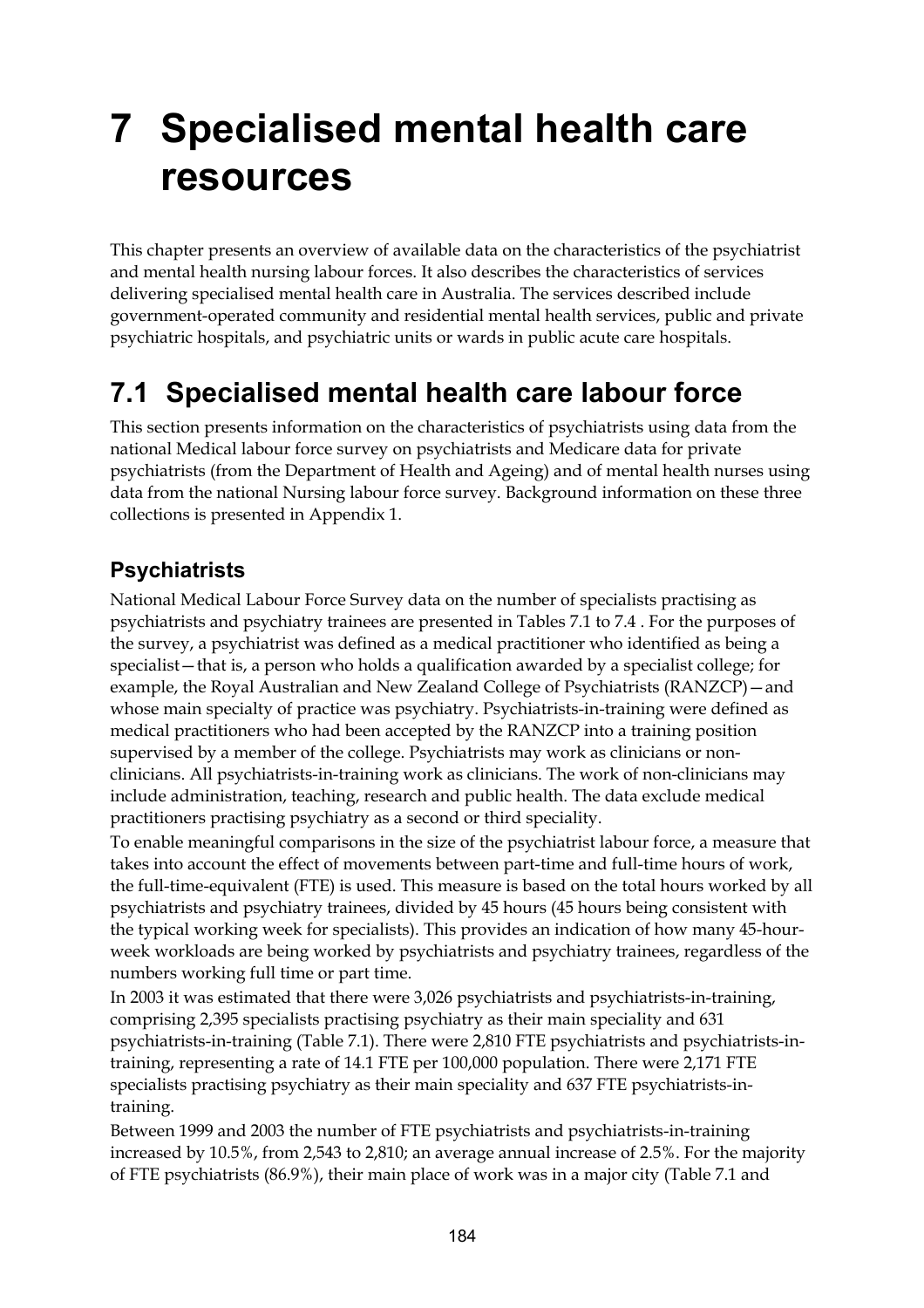# 7 Specialised mental health care resources

This chapter presents an overview of available data on the characteristics of the psychiatrist and mental health nursing labour forces. It also describes the characteristics of services delivering specialised mental health care in Australia. The services described include government-operated community and residential mental health services, public and private psychiatric hospitals, and psychiatric units or wards in public acute care hospitals.

## 7.1 Specialised mental health care labour force

This section presents information on the characteristics of psychiatrists using data from the national Medical labour force survey on psychiatrists and Medicare data for private psychiatrists (from the Department of Health and Ageing) and of mental health nurses using data from the national Nursing labour force survey. Background information on these three collections is presented in Appendix 1.

### Psychiatrists

National Medical Labour Force Survey data on the number of specialists practising as psychiatrists and psychiatry trainees are presented in Tables 7.1 to 7.4 . For the purposes of the survey, a psychiatrist was defined as a medical practitioner who identified as being a specialist—that is, a person who holds a qualification awarded by a specialist college; for example, the Royal Australian and New Zealand College of Psychiatrists (RANZCP)—and whose main specialty of practice was psychiatry. Psychiatrists-in-training were defined as medical practitioners who had been accepted by the RANZCP into a training position supervised by a member of the college. Psychiatrists may work as clinicians or non-clinicians. All psychiatrists-in-training work as clinicians. The work of non-clinicians may include administration, teaching, research and public health. The data exclude medical practitioners practising psychiatry as a second or third speciality.

To enable meaningful comparisons in the size of the psychiatrist labour force, a measure that takes into account the effect of movements between part-time and full-time hours of work, the full-time-equivalent (FTE) is used. This measure is based on the total hours worked by all psychiatrists and psychiatry trainees, divided by 45 hours (45 hours being consistent with the typical working week for specialists). This provides an indication of how many 45-hour-week workloads are being worked by psychiatrists and psychiatry trainees, regardless of the numbers working full time or part time.

In 2003 it was estimated that there were 3,026 psychiatrists and psychiatrists-in-training, comprising 2,395 specialists practising psychiatry as their main speciality and 631 psychiatrists-in-training (Table 7.1). There were 2,810 FTE psychiatrists and psychiatrists-in-training, representing a rate of 14.1 FTE per 100,000 population. There were 2,171 FTE specialists practising psychiatry as their main speciality and 637 FTE psychiatrists-in-training.

Between 1999 and 2003 the number of FTE psychiatrists and psychiatrists-in-training increased by 10.5%, from 2,543 to 2,810; an average annual increase of 2.5%. For the majority of FTE psychiatrists (86.9%), their main place of work was in a major city (Table 7.1 and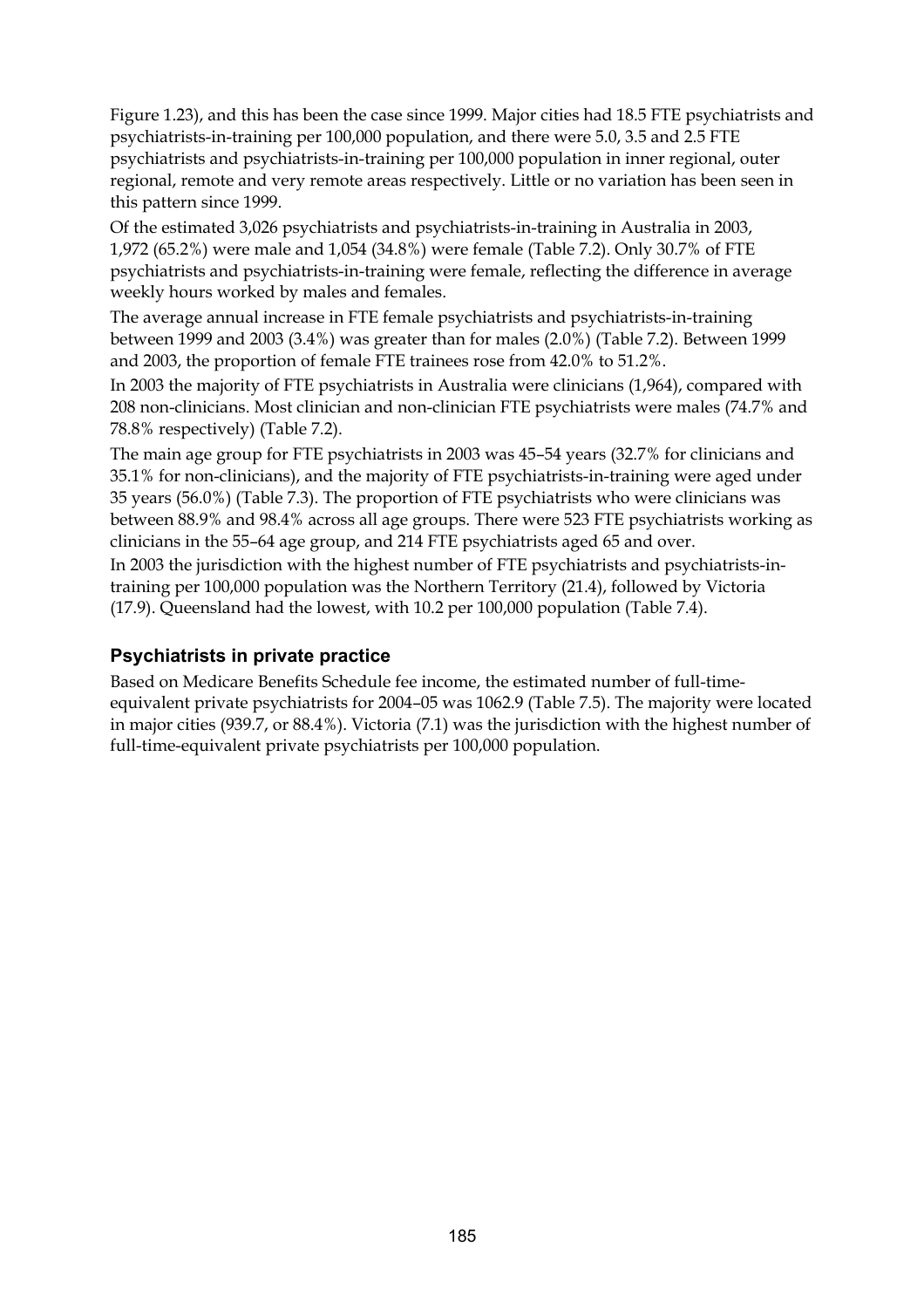Figure 1.23), and this has been the case since 1999. Major cities had 18.5 FTE psychiatrists and psychiatrists-in-training per 100,000 population, and there were 5.0, 3.5 and 2.5 FTE psychiatrists and psychiatrists-in-training per 100,000 population in inner regional, outer regional, remote and very remote areas respectively. Little or no variation has been seen in this pattern since 1999.

Of the estimated 3,026 psychiatrists and psychiatrists-in-training in Australia in 2003, 1,972 (65.2%) were male and 1,054 (34.8%) were female (Table 7.2). Only 30.7% of FTE psychiatrists and psychiatrists-in-training were female, reflecting the difference in average weekly hours worked by males and females.

The average annual increase in FTE female psychiatrists and psychiatrists-in-training between 1999 and 2003 (3.4%) was greater than for males (2.0%) (Table 7.2). Between 1999 and 2003, the proportion of female FTE trainees rose from 42.0% to 51.2%.

In 2003 the majority of FTE psychiatrists in Australia were clinicians (1,964), compared with 208 non-clinicians. Most clinician and non-clinician FTE psychiatrists were males (74.7% and 78.8% respectively) (Table 7.2).

The main age group for FTE psychiatrists in 2003 was 45–54 years (32.7% for clinicians and 35.1% for non-clinicians), and the majority of FTE psychiatrists-in-training were aged under 35 years (56.0%) (Table 7.3). The proportion of FTE psychiatrists who were clinicians was between 88.9% and 98.4% across all age groups. There were 523 FTE psychiatrists working as clinicians in the 55–64 age group, and 214 FTE psychiatrists aged 65 and over.

In 2003 the jurisdiction with the highest number of FTE psychiatrists and psychiatrists-in-training per 100,000 population was the Northern Territory (21.4), followed by Victoria (17.9). Queensland had the lowest, with 10.2 per 100,000 population (Table 7.4).

## Psychiatrists in private practice

Based on Medicare Benefits Schedule fee income, the estimated number of full-time-equivalent private psychiatrists for 2004–05 was 1062.9 (Table 7.5). The majority were located in major cities (939.7, or 88.4%). Victoria (7.1) was the jurisdiction with the highest number of full-time-equivalent private psychiatrists per 100,000 population.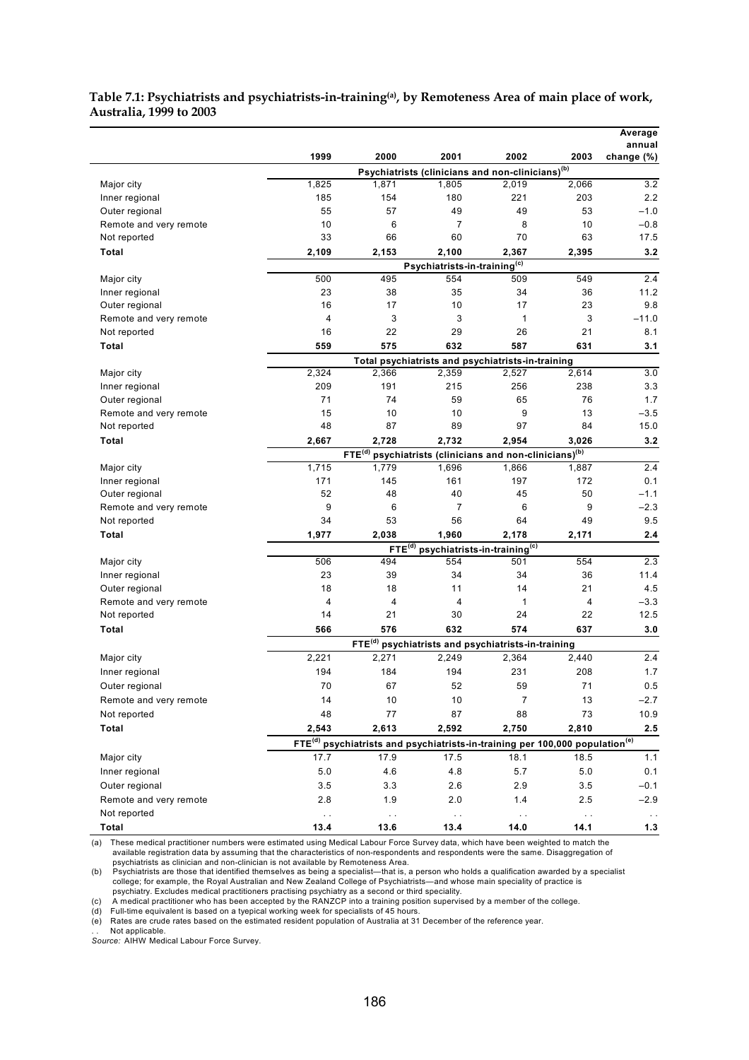**Table 7.1: Psychiatrists and psychiatrists-in-training(a), by Remoteness Area of main place of work, Australia, 1999 to 2003**

| | 1999 | 2000 | 2001 | 2002 | 2003 | Average annual change (%) |
|---|---|---|---|---|---|---|
| | **Psychiatrists (clinicians and non-clinicians)(b)** | | | | | |
| Major city | 1,825 | 1,871 | 1,805 | 2,019 | 2,066 | 3.2 |
| Inner regional | 185 | 154 | 180 | 221 | 203 | 2.2 |
| Outer regional | 55 | 57 | 49 | 49 | 53 | –1.0 |
| Remote and very remote | 10 | 6 | 7 | 8 | 10 | –0.8 |
| Not reported | 33 | 66 | 60 | 70 | 63 | 17.5 |
| **Total** | **2,109** | **2,153** | **2,100** | **2,367** | **2,395** | **3.2** |
| | **Psychiatrists-in-training(c)** | | | | | |
| Major city | 500 | 495 | 554 | 509 | 549 | 2.4 |
| Inner regional | 23 | 38 | 35 | 34 | 36 | 11.2 |
| Outer regional | 16 | 17 | 10 | 17 | 23 | 9.8 |
| Remote and very remote | 4 | 3 | 3 | 1 | 3 | –11.0 |
| Not reported | 16 | 22 | 29 | 26 | 21 | 8.1 |
| **Total** | **559** | **575** | **632** | **587** | **631** | **3.1** |
| | **Total psychiatrists and psychiatrists-in-training** | | | | | |
| Major city | 2,324 | 2,366 | 2,359 | 2,527 | 2,614 | 3.0 |
| Inner regional | 209 | 191 | 215 | 256 | 238 | 3.3 |
| Outer regional | 71 | 74 | 59 | 65 | 76 | 1.7 |
| Remote and very remote | 15 | 10 | 10 | 9 | 13 | –3.5 |
| Not reported | 48 | 87 | 89 | 97 | 84 | 15.0 |
| **Total** | **2,667** | **2,728** | **2,732** | **2,954** | **3,026** | **3.2** |
| | **FTE(d) psychiatrists (clinicians and non-clinicians)(b)** | | | | | |
| Major city | 1,715 | 1,779 | 1,696 | 1,866 | 1,887 | 2.4 |
| Inner regional | 171 | 145 | 161 | 197 | 172 | 0.1 |
| Outer regional | 52 | 48 | 40 | 45 | 50 | –1.1 |
| Remote and very remote | 9 | 6 | 7 | 6 | 9 | –2.3 |
| Not reported | 34 | 53 | 56 | 64 | 49 | 9.5 |
| **Total** | **1,977** | **2,038** | **1,960** | **2,178** | **2,171** | **2.4** |
| | **FTE(d) psychiatrists-in-training(c)** | | | | | |
| Major city | 506 | 494 | 554 | 501 | 554 | 2.3 |
| Inner regional | 23 | 39 | 34 | 34 | 36 | 11.4 |
| Outer regional | 18 | 18 | 11 | 14 | 21 | 4.5 |
| Remote and very remote | 4 | 4 | 4 | 1 | 4 | –3.3 |
| Not reported | 14 | 21 | 30 | 24 | 22 | 12.5 |
| **Total** | **566** | **576** | **632** | **574** | **637** | **3.0** |
| | **FTE(d) psychiatrists and psychiatrists-in-training** | | | | | |
| Major city | 2,221 | 2,271 | 2,249 | 2,364 | 2,440 | 2.4 |
| Inner regional | 194 | 184 | 194 | 231 | 208 | 1.7 |
| Outer regional | 70 | 67 | 52 | 59 | 71 | 0.5 |
| Remote and very remote | 14 | 10 | 10 | 7 | 13 | –2.7 |
| Not reported | 48 | 77 | 87 | 88 | 73 | 10.9 |
| **Total** | **2,543** | **2,613** | **2,592** | **2,750** | **2,810** | **2.5** |
| | **FTE(d) psychiatrists and psychiatrists-in-training per 100,000 population(e)** | | | | | |
| Major city | 17.7 | 17.9 | 17.5 | 18.1 | 18.5 | 1.1 |
| Inner regional | 5.0 | 4.6 | 4.8 | 5.7 | 5.0 | 0.1 |
| Outer regional | 3.5 | 3.3 | 2.6 | 2.9 | 3.5 | –0.1 |
| Remote and very remote | 2.8 | 1.9 | 2.0 | 1.4 | 2.5 | –2.9 |
| Not reported | . . | . . | . . | . . | . . | . . |
| **Total** | **13.4** | **13.6** | **13.4** | **14.0** | **14.1** | **1.3** |

(a) These medical practitioner numbers were estimated using Medical Labour Force Survey data, which have been weighted to match the available registration data by assuming that the characteristics of non-respondents and respondents were the same. Disaggregation of psychiatrists as clinician and non-clinician is not available by Remoteness Area.

(b) Psychiatrists are those that identified themselves as being a specialist—that is, a person who holds a qualification awarded by a specialist college; for example, the Royal Australian and New Zealand College of Psychiatrists—and whose main speciality of practice is psychiatry. Excludes medical practitioners practising psychiatry as a second or third speciality.

(c) A medical practitioner who has been accepted by the RANZCP into a training position supervised by a member of the college.

(d) Full-time equivalent is based on a typical working week for specialists of 45 hours.

(e) Rates are crude rates based on the estimated resident population of Australia at 31 December of the reference year.

. . Not applicable.

*Source:* AIHW Medical Labour Force Survey.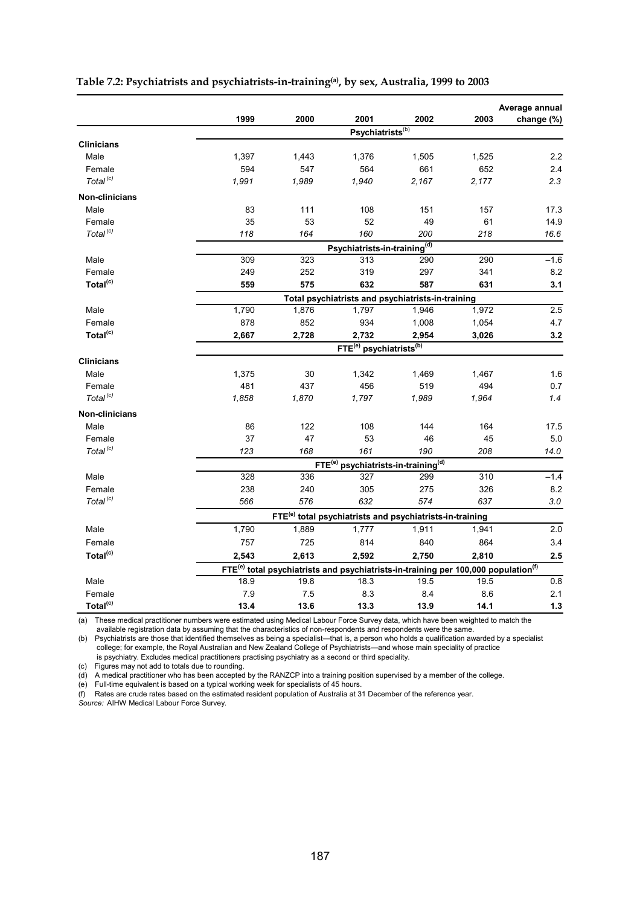**Table 7.2: Psychiatrists and psychiatrists-in-training[(a)], by sex, Australia, 1999 to 2003**

| | 1999 | 2000 | 2001 | 2002 | 2003 | Average annual change (%) |
|---|---|---|---|---|---|---|
| | | | **Psychiatrists[(b)]** | | | |
| **Clinicians** | | | | | | |
| Male | 1,397 | 1,443 | 1,376 | 1,505 | 1,525 | 2.2 |
| Female | 594 | 547 | 564 | 661 | 652 | 2.4 |
| *Total[(c)]* | *1,991* | *1,989* | *1,940* | *2,167* | *2,177* | *2.3* |
| **Non-clinicians** | | | | | | |
| Male | 83 | 111 | 108 | 151 | 157 | 17.3 |
| Female | 35 | 53 | 52 | 49 | 61 | 14.9 |
| *Total[(c)]* | *118* | *164* | *160* | *200* | *218* | *16.6* |
| | | | **Psychiatrists-in-training[(d)]** | | | |
| Male | 309 | 323 | 313 | 290 | 290 | –1.6 |
| Female | 249 | 252 | 319 | 297 | 341 | 8.2 |
| **Total[(c)]** | **559** | **575** | **632** | **587** | **631** | **3.1** |
| | | | **Total psychiatrists and psychiatrists-in-training** | | | |
| Male | 1,790 | 1,876 | 1,797 | 1,946 | 1,972 | 2.5 |
| Female | 878 | 852 | 934 | 1,008 | 1,054 | 4.7 |
| **Total[(c)]** | **2,667** | **2,728** | **2,732** | **2,954** | **3,026** | **3.2** |
| | | | **FTE[(e)] psychiatrists[(b)]** | | | |
| **Clinicians** | | | | | | |
| Male | 1,375 | 30 | 1,342 | 1,469 | 1,467 | 1.6 |
| Female | 481 | 437 | 456 | 519 | 494 | 0.7 |
| *Total[(c)]* | *1,858* | *1,870* | *1,797* | *1,989* | *1,964* | *1.4* |
| **Non-clinicians** | | | | | | |
| Male | 86 | 122 | 108 | 144 | 164 | 17.5 |
| Female | 37 | 47 | 53 | 46 | 45 | 5.0 |
| *Total[(c)]* | *123* | *168* | *161* | *190* | *208* | *14.0* |
| | | | **FTE[(e)] psychiatrists-in-training[(d)]** | | | |
| Male | 328 | 336 | 327 | 299 | 310 | –1.4 |
| Female | 238 | 240 | 305 | 275 | 326 | 8.2 |
| *Total[(c)]* | *566* | *576* | *632* | *574* | *637* | *3.0* |
| | | | **FTE[(e)] total psychiatrists and psychiatrists-in-training** | | | |
| Male | 1,790 | 1,889 | 1,777 | 1,911 | 1,941 | 2.0 |
| Female | 757 | 725 | 814 | 840 | 864 | 3.4 |
| **Total[(c)]** | **2,543** | **2,613** | **2,592** | **2,750** | **2,810** | **2.5** |
| | | | **FTE[(e)] total psychiatrists and psychiatrists-in-training per 100,000 population[(f)]** | | | |
| Male | 18.9 | 19.8 | 18.3 | 19.5 | 19.5 | 0.8 |
| Female | 7.9 | 7.5 | 8.3 | 8.4 | 8.6 | 2.1 |
| **Total[(c)]** | **13.4** | **13.6** | **13.3** | **13.9** | **14.1** | **1.3** |

(a) These medical practitioner numbers were estimated using Medical Labour Force Survey data, which have been weighted to match the available registration data by assuming that the characteristics of non-respondents and respondents were the same.

(b) Psychiatrists are those that identified themselves as being a specialist—that is, a person who holds a qualification awarded by a specialist college; for example, the Royal Australian and New Zealand College of Psychiatrists—and whose main speciality of practice is psychiatry. Excludes medical practitioners practising psychiatry as a second or third speciality.

(c) Figures may not add to totals due to rounding.

(d) A medical practitioner who has been accepted by the RANZCP into a training position supervised by a member of the college.

(e) Full-time equivalent is based on a typical working week for specialists of 45 hours.

(f) Rates are crude rates based on the estimated resident population of Australia at 31 December of the reference year.

*Source:* AIHW Medical Labour Force Survey.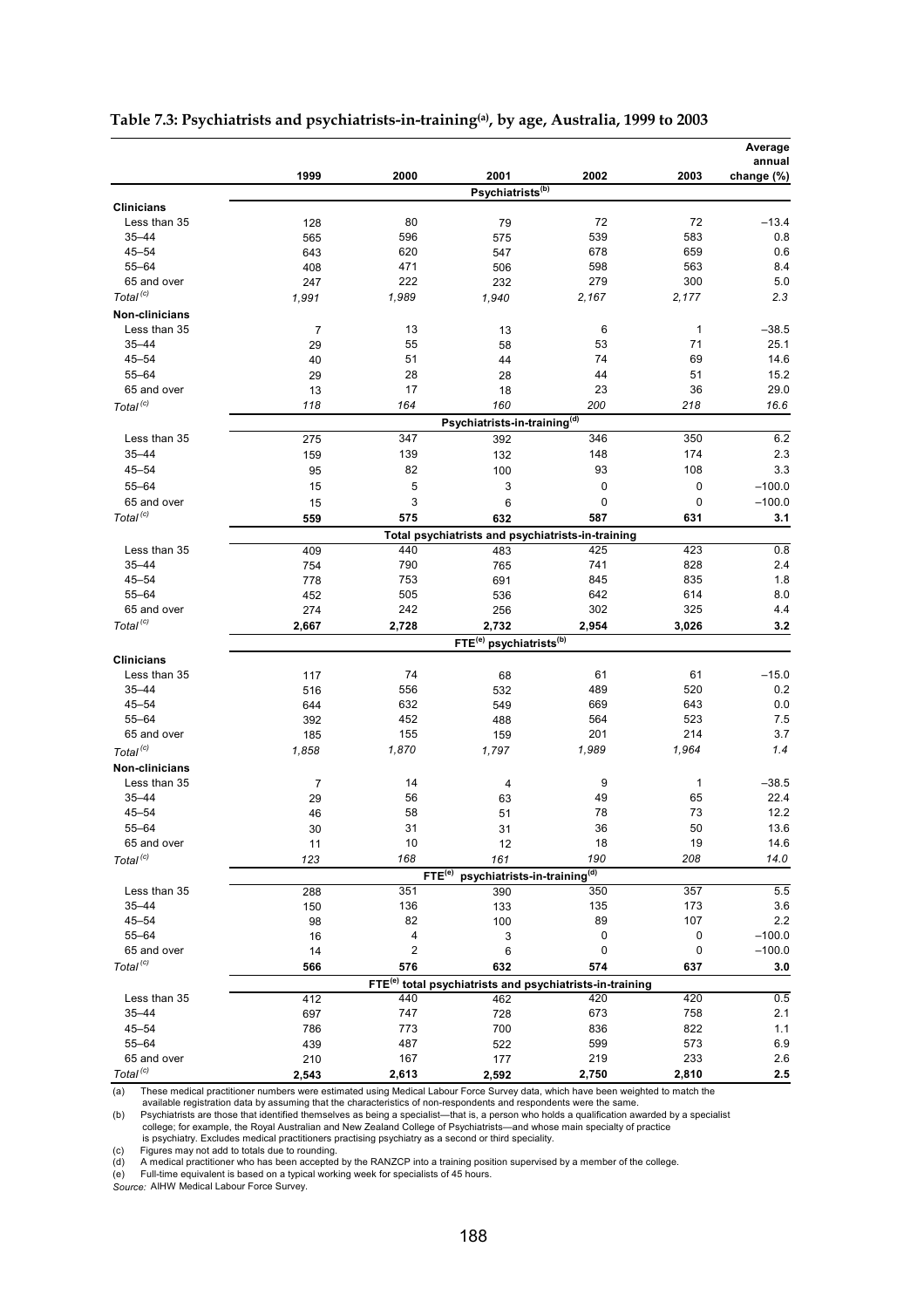**Table 7.3: Psychiatrists and psychiatrists-in-training[(a)], by age, Australia, 1999 to 2003**

| | 1999 | 2000 | 2001 | 2002 | 2003 | Average annual change (%) |
|---|---|---|---|---|---|---|
| | | | **Psychiatrists[(b)]** | | | |
| **Clinicians** | | | | | | |
| Less than 35 | 128 | 80 | 79 | 72 | 72 | –13.4 |
| 35–44 | 565 | 596 | 575 | 539 | 583 | 0.8 |
| 45–54 | 643 | 620 | 547 | 678 | 659 | 0.6 |
| 55–64 | 408 | 471 | 506 | 598 | 563 | 8.4 |
| 65 and over | 247 | 222 | 232 | 279 | 300 | 5.0 |
| *Total[(c)]* | *1,991* | *1,989* | *1,940* | *2,167* | *2,177* | *2.3* |
| **Non-clinicians** | | | | | | |
| Less than 35 | 7 | 13 | 13 | 6 | 1 | –38.5 |
| 35–44 | 29 | 55 | 58 | 53 | 71 | 25.1 |
| 45–54 | 40 | 51 | 44 | 74 | 69 | 14.6 |
| 55–64 | 29 | 28 | 28 | 44 | 51 | 15.2 |
| 65 and over | 13 | 17 | 18 | 23 | 36 | 29.0 |
| *Total[(c)]* | *118* | *164* | *160* | *200* | *218* | *16.6* |
| | | | **Psychiatrists-in-training[(d)]** | | | |
| Less than 35 | 275 | 347 | 392 | 346 | 350 | 6.2 |
| 35–44 | 159 | 139 | 132 | 148 | 174 | 2.3 |
| 45–54 | 95 | 82 | 100 | 93 | 108 | 3.3 |
| 55–64 | 15 | 5 | 3 | 0 | 0 | –100.0 |
| 65 and over | 15 | 3 | 6 | 0 | 0 | –100.0 |
| *Total[(c)]* | **559** | **575** | **632** | **587** | **631** | **3.1** |
| | | | **Total psychiatrists and psychiatrists-in-training** | | | |
| Less than 35 | 409 | 440 | 483 | 425 | 423 | 0.8 |
| 35–44 | 754 | 790 | 765 | 741 | 828 | 2.4 |
| 45–54 | 778 | 753 | 691 | 845 | 835 | 1.8 |
| 55–64 | 452 | 505 | 536 | 642 | 614 | 8.0 |
| 65 and over | 274 | 242 | 256 | 302 | 325 | 4.4 |
| *Total[(c)]* | **2,667** | **2,728** | **2,732** | **2,954** | **3,026** | **3.2** |
| | | | **FTE[(e)] psychiatrists[(b)]** | | | |
| **Clinicians** | | | | | | |
| Less than 35 | 117 | 74 | 68 | 61 | 61 | –15.0 |
| 35–44 | 516 | 556 | 532 | 489 | 520 | 0.2 |
| 45–54 | 644 | 632 | 549 | 669 | 643 | 0.0 |
| 55–64 | 392 | 452 | 488 | 564 | 523 | 7.5 |
| 65 and over | 185 | 155 | 159 | 201 | 214 | 3.7 |
| *Total[(c)]* | *1,858* | *1,870* | *1,797* | *1,989* | *1,964* | *1.4* |
| **Non-clinicians** | | | | | | |
| Less than 35 | 7 | 14 | 4 | 9 | 1 | –38.5 |
| 35–44 | 29 | 56 | 63 | 49 | 65 | 22.4 |
| 45–54 | 46 | 58 | 51 | 78 | 73 | 12.2 |
| 55–64 | 30 | 31 | 31 | 36 | 50 | 13.6 |
| 65 and over | 11 | 10 | 12 | 18 | 19 | 14.6 |
| *Total[(c)]* | *123* | *168* | *161* | *190* | *208* | *14.0* |
| | | | **FTE[(e)] psychiatrists-in-training[(d)]** | | | |
| Less than 35 | 288 | 351 | 390 | 350 | 357 | 5.5 |
| 35–44 | 150 | 136 | 133 | 135 | 173 | 3.6 |
| 45–54 | 98 | 82 | 100 | 89 | 107 | 2.2 |
| 55–64 | 16 | 4 | 3 | 0 | 0 | –100.0 |
| 65 and over | 14 | 2 | 6 | 0 | 0 | –100.0 |
| *Total[(c)]* | **566** | **576** | **632** | **574** | **637** | **3.0** |
| | | | **FTE[(e)] total psychiatrists and psychiatrists-in-training** | | | |
| Less than 35 | 412 | 440 | 462 | 420 | 420 | 0.5 |
| 35–44 | 697 | 747 | 728 | 673 | 758 | 2.1 |
| 45–54 | 786 | 773 | 700 | 836 | 822 | 1.1 |
| 55–64 | 439 | 487 | 522 | 599 | 573 | 6.9 |
| 65 and over | 210 | 167 | 177 | 219 | 233 | 2.6 |
| *Total[(c)]* | **2,543** | **2,613** | **2,592** | **2,750** | **2,810** | **2.5** |

(a) These medical practitioner numbers were estimated using Medical Labour Force Survey data, which have been weighted to match the available registration data by assuming that the characteristics of non-respondents and respondents were the same.

(b) Psychiatrists are those that identified themselves as being a specialist—that is, a person who holds a qualification awarded by a specialist college; for example, the Royal Australian and New Zealand College of Psychiatrists—and whose main specialty of practice is psychiatry. Excludes medical practitioners practising psychiatry as a second or third speciality.

(c) Figures may not add to totals due to rounding.

(d) A medical practitioner who has been accepted by the RANZCP into a training position supervised by a member of the college.

(e) Full-time equivalent is based on a typical working week for specialists of 45 hours.

*Source:* AIHW Medical Labour Force Survey.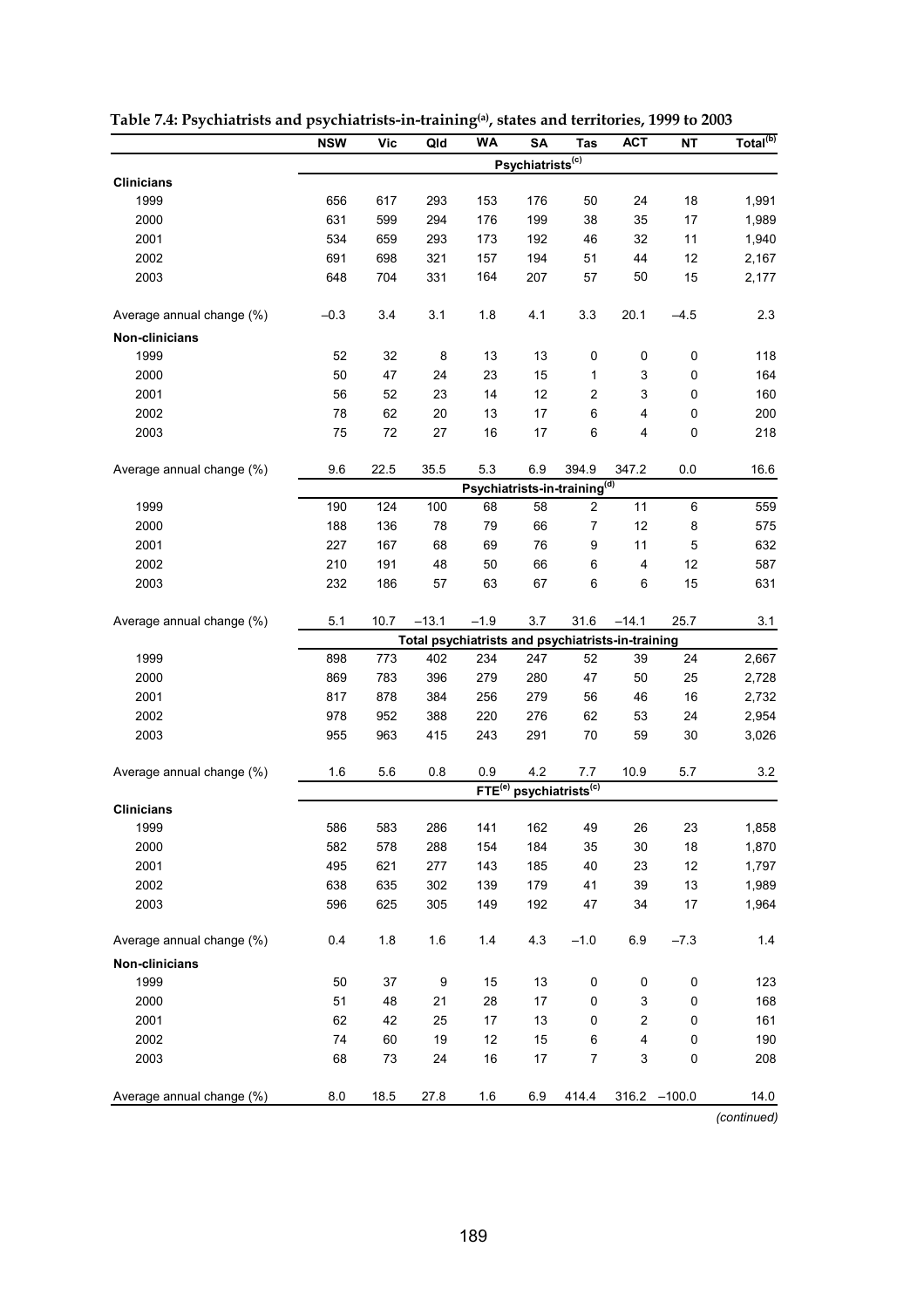**Table 7.4: Psychiatrists and psychiatrists-in-training[(a)], states and territories, 1999 to 2003**

| | NSW | Vic | Qld | WA | SA | Tas | ACT | NT | Total[(b)] |
|---|---|---|---|---|---|---|---|---|---|
| | | | | | **Psychiatrists[(c)]** | | | | |
| **Clinicians** | | | | | | | | | |
| 1999 | 656 | 617 | 293 | 153 | 176 | 50 | 24 | 18 | 1,991 |
| 2000 | 631 | 599 | 294 | 176 | 199 | 38 | 35 | 17 | 1,989 |
| 2001 | 534 | 659 | 293 | 173 | 192 | 46 | 32 | 11 | 1,940 |
| 2002 | 691 | 698 | 321 | 157 | 194 | 51 | 44 | 12 | 2,167 |
| 2003 | 648 | 704 | 331 | 164 | 207 | 57 | 50 | 15 | 2,177 |
| Average annual change (%) | –0.3 | 3.4 | 3.1 | 1.8 | 4.1 | 3.3 | 20.1 | –4.5 | 2.3 |
| **Non-clinicians** | | | | | | | | | |
| 1999 | 52 | 32 | 8 | 13 | 13 | 0 | 0 | 0 | 118 |
| 2000 | 50 | 47 | 24 | 23 | 15 | 1 | 3 | 0 | 164 |
| 2001 | 56 | 52 | 23 | 14 | 12 | 2 | 3 | 0 | 160 |
| 2002 | 78 | 62 | 20 | 13 | 17 | 6 | 4 | 0 | 200 |
| 2003 | 75 | 72 | 27 | 16 | 17 | 6 | 4 | 0 | 218 |
| Average annual change (%) | 9.6 | 22.5 | 35.5 | 5.3 | 6.9 | 394.9 | 347.2 | 0.0 | 16.6 |
| | | | | | **Psychiatrists-in-training[(d)]** | | | | |
| 1999 | 190 | 124 | 100 | 68 | 58 | 2 | 11 | 6 | 559 |
| 2000 | 188 | 136 | 78 | 79 | 66 | 7 | 12 | 8 | 575 |
| 2001 | 227 | 167 | 68 | 69 | 76 | 9 | 11 | 5 | 632 |
| 2002 | 210 | 191 | 48 | 50 | 66 | 6 | 4 | 12 | 587 |
| 2003 | 232 | 186 | 57 | 63 | 67 | 6 | 6 | 15 | 631 |
| Average annual change (%) | 5.1 | 10.7 | –13.1 | –1.9 | 3.7 | 31.6 | –14.1 | 25.7 | 3.1 |
| | | | | | **Total psychiatrists and psychiatrists-in-training** | | | | |
| 1999 | 898 | 773 | 402 | 234 | 247 | 52 | 39 | 24 | 2,667 |
| 2000 | 869 | 783 | 396 | 279 | 280 | 47 | 50 | 25 | 2,728 |
| 2001 | 817 | 878 | 384 | 256 | 279 | 56 | 46 | 16 | 2,732 |
| 2002 | 978 | 952 | 388 | 220 | 276 | 62 | 53 | 24 | 2,954 |
| 2003 | 955 | 963 | 415 | 243 | 291 | 70 | 59 | 30 | 3,026 |
| Average annual change (%) | 1.6 | 5.6 | 0.8 | 0.9 | 4.2 | 7.7 | 10.9 | 5.7 | 3.2 |
| | | | | | **FTE[(e)] psychiatrists[(c)]** | | | | |
| **Clinicians** | | | | | | | | | |
| 1999 | 586 | 583 | 286 | 141 | 162 | 49 | 26 | 23 | 1,858 |
| 2000 | 582 | 578 | 288 | 154 | 184 | 35 | 30 | 18 | 1,870 |
| 2001 | 495 | 621 | 277 | 143 | 185 | 40 | 23 | 12 | 1,797 |
| 2002 | 638 | 635 | 302 | 139 | 179 | 41 | 39 | 13 | 1,989 |
| 2003 | 596 | 625 | 305 | 149 | 192 | 47 | 34 | 17 | 1,964 |
| Average annual change (%) | 0.4 | 1.8 | 1.6 | 1.4 | 4.3 | –1.0 | 6.9 | –7.3 | 1.4 |
| **Non-clinicians** | | | | | | | | | |
| 1999 | 50 | 37 | 9 | 15 | 13 | 0 | 0 | 0 | 123 |
| 2000 | 51 | 48 | 21 | 28 | 17 | 0 | 3 | 0 | 168 |
| 2001 | 62 | 42 | 25 | 17 | 13 | 0 | 2 | 0 | 161 |
| 2002 | 74 | 60 | 19 | 12 | 15 | 6 | 4 | 0 | 190 |
| 2003 | 68 | 73 | 24 | 16 | 17 | 7 | 3 | 0 | 208 |
| Average annual change (%) | 8.0 | 18.5 | 27.8 | 1.6 | 6.9 | 414.4 | 316.2 | –100.0 | 14.0 |

*(continued)*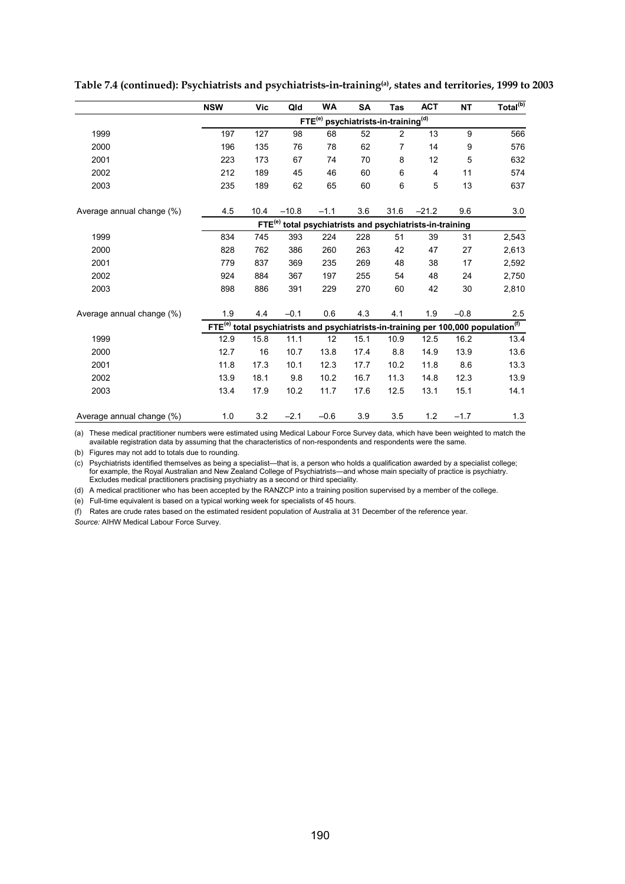**Table 7.4 (continued): Psychiatrists and psychiatrists-in-training[(a)], states and territories, 1999 to 2003**

| | NSW | Vic | Qld | WA | SA | Tas | ACT | NT | Total[(b)] |
|---|---|---|---|---|---|---|---|---|---|
| | **FTE[(e)] psychiatrists-in-training[(d)]** | | | | | | | | |
| 1999 | 197 | 127 | 98 | 68 | 52 | 2 | 13 | 9 | 566 |
| 2000 | 196 | 135 | 76 | 78 | 62 | 7 | 14 | 9 | 576 |
| 2001 | 223 | 173 | 67 | 74 | 70 | 8 | 12 | 5 | 632 |
| 2002 | 212 | 189 | 45 | 46 | 60 | 6 | 4 | 11 | 574 |
| 2003 | 235 | 189 | 62 | 65 | 60 | 6 | 5 | 13 | 637 |
| Average annual change (%) | 4.5 | 10.4 | –10.8 | –1.1 | 3.6 | 31.6 | –21.2 | 9.6 | 3.0 |
| | **FTE[(e)] total psychiatrists and psychiatrists-in-training** | | | | | | | | |
| 1999 | 834 | 745 | 393 | 224 | 228 | 51 | 39 | 31 | 2,543 |
| 2000 | 828 | 762 | 386 | 260 | 263 | 42 | 47 | 27 | 2,613 |
| 2001 | 779 | 837 | 369 | 235 | 269 | 48 | 38 | 17 | 2,592 |
| 2002 | 924 | 884 | 367 | 197 | 255 | 54 | 48 | 24 | 2,750 |
| 2003 | 898 | 886 | 391 | 229 | 270 | 60 | 42 | 30 | 2,810 |
| Average annual change (%) | 1.9 | 4.4 | –0.1 | 0.6 | 4.3 | 4.1 | 1.9 | –0.8 | 2.5 |
| | **FTE[(e)] total psychiatrists and psychiatrists-in-training per 100,000 population[(f)]** | | | | | | | | |
| 1999 | 12.9 | 15.8 | 11.1 | 12 | 15.1 | 10.9 | 12.5 | 16.2 | 13.4 |
| 2000 | 12.7 | 16 | 10.7 | 13.8 | 17.4 | 8.8 | 14.9 | 13.9 | 13.6 |
| 2001 | 11.8 | 17.3 | 10.1 | 12.3 | 17.7 | 10.2 | 11.8 | 8.6 | 13.3 |
| 2002 | 13.9 | 18.1 | 9.8 | 10.2 | 16.7 | 11.3 | 14.8 | 12.3 | 13.9 |
| 2003 | 13.4 | 17.9 | 10.2 | 11.7 | 17.6 | 12.5 | 13.1 | 15.1 | 14.1 |
| Average annual change (%) | 1.0 | 3.2 | –2.1 | –0.6 | 3.9 | 3.5 | 1.2 | –1.7 | 1.3 |

(a) These medical practitioner numbers were estimated using Medical Labour Force Survey data, which have been weighted to match the available registration data by assuming that the characteristics of non-respondents and respondents were the same.

(b) Figures may not add to totals due to rounding.

(c) Psychiatrists identified themselves as being a specialist—that is, a person who holds a qualification awarded by a specialist college; for example, the Royal Australian and New Zealand College of Psychiatrists—and whose main specialty of practice is psychiatry. Excludes medical practitioners practising psychiatry as a second or third speciality.

(d) A medical practitioner who has been accepted by the RANZCP into a training position supervised by a member of the college.

(e) Full-time equivalent is based on a typical working week for specialists of 45 hours.

(f) Rates are crude rates based on the estimated resident population of Australia at 31 December of the reference year.

*Source:* AIHW Medical Labour Force Survey.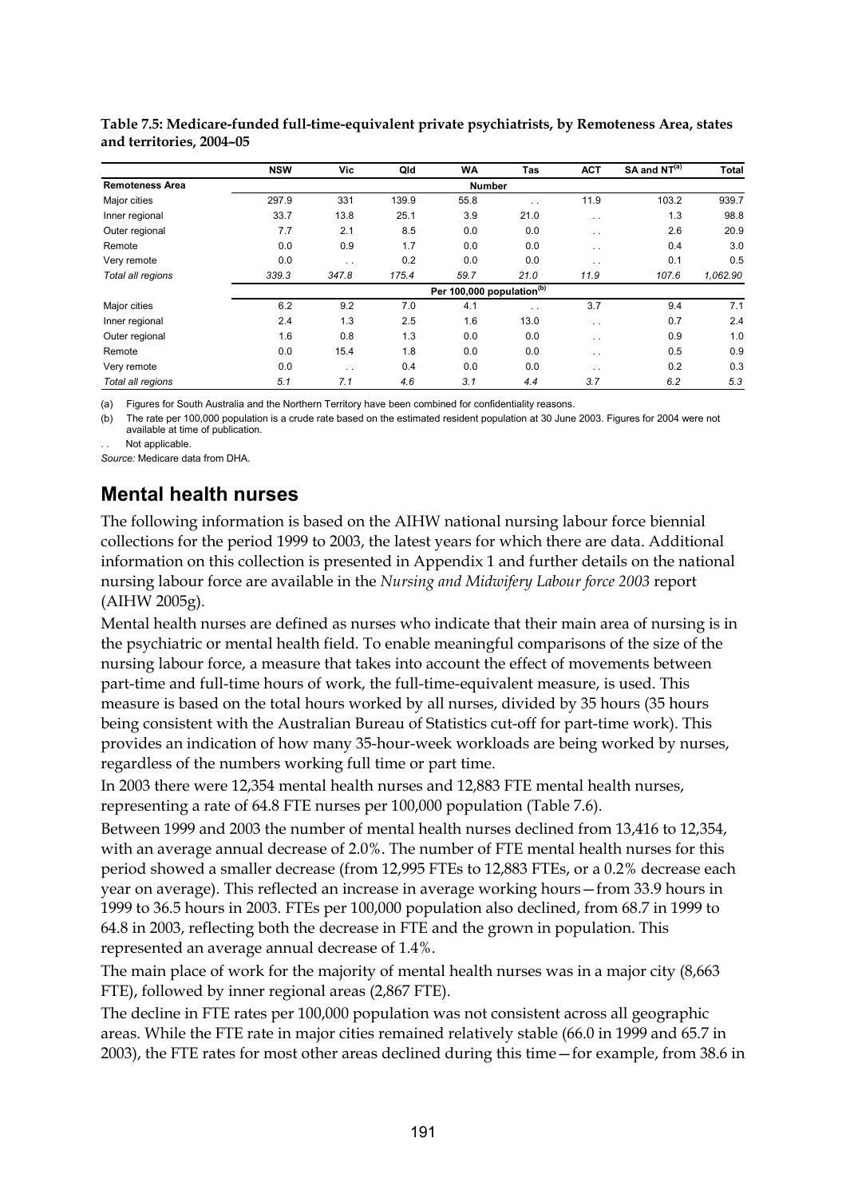**Table 7.5: Medicare-funded full-time-equivalent private psychiatrists, by Remoteness Area, states and territories, 2004–05**

| | NSW | Vic | Qld | WA | Tas | ACT | SA and NT[(a)] | Total |
|---|---|---|---|---|---|---|---|---|
| **Remoteness Area** | | | | **Number** | | | | |
| Major cities | 297.9 | 331 | 139.9 | 55.8 | . . | 11.9 | 103.2 | 939.7 |
| Inner regional | 33.7 | 13.8 | 25.1 | 3.9 | 21.0 | . . | 1.3 | 98.8 |
| Outer regional | 7.7 | 2.1 | 8.5 | 0.0 | 0.0 | . . | 2.6 | 20.9 |
| Remote | 0.0 | 0.9 | 1.7 | 0.0 | 0.0 | . . | 0.4 | 3.0 |
| Very remote | 0.0 | . . | 0.2 | 0.0 | 0.0 | . . | 0.1 | 0.5 |
| *Total all regions* | *339.3* | *347.8* | *175.4* | *59.7* | *21.0* | *11.9* | *107.6* | *1,062.90* |
| | | | | **Per 100,000 population[(b)]** | | | | |
| Major cities | 6.2 | 9.2 | 7.0 | 4.1 | . . | 3.7 | 9.4 | 7.1 |
| Inner regional | 2.4 | 1.3 | 2.5 | 1.6 | 13.0 | . . | 0.7 | 2.4 |
| Outer regional | 1.6 | 0.8 | 1.3 | 0.0 | 0.0 | . . | 0.9 | 1.0 |
| Remote | 0.0 | 15.4 | 1.8 | 0.0 | 0.0 | . . | 0.5 | 0.9 |
| Very remote | 0.0 | . . | 0.4 | 0.0 | 0.0 | . . | 0.2 | 0.3 |
| *Total all regions* | *5.1* | *7.1* | *4.6* | *3.1* | *4.4* | *3.7* | *6.2* | *5.3* |

(a) Figures for South Australia and the Northern Territory have been combined for confidentiality reasons.

(b) The rate per 100,000 population is a crude rate based on the estimated resident population at 30 June 2003. Figures for 2004 were not available at time of publication.

. . Not applicable.

*Source:* Medicare data from DHA.

## Mental health nurses

The following information is based on the AIHW national nursing labour force biennial collections for the period 1999 to 2003, the latest years for which there are data. Additional information on this collection is presented in Appendix 1 and further details on the national nursing labour force are available in the *Nursing and Midwifery Labour force 2003* report (AIHW 2005g).

Mental health nurses are defined as nurses who indicate that their main area of nursing is in the psychiatric or mental health field. To enable meaningful comparisons of the size of the nursing labour force, a measure that takes into account the effect of movements between part-time and full-time hours of work, the full-time-equivalent measure, is used. This measure is based on the total hours worked by all nurses, divided by 35 hours (35 hours being consistent with the Australian Bureau of Statistics cut-off for part-time work). This provides an indication of how many 35-hour-week workloads are being worked by nurses, regardless of the numbers working full time or part time.

In 2003 there were 12,354 mental health nurses and 12,883 FTE mental health nurses, representing a rate of 64.8 FTE nurses per 100,000 population (Table 7.6).

Between 1999 and 2003 the number of mental health nurses declined from 13,416 to 12,354, with an average annual decrease of 2.0%. The number of FTE mental health nurses for this period showed a smaller decrease (from 12,995 FTEs to 12,883 FTEs, or a 0.2% decrease each year on average). This reflected an increase in average working hours—from 33.9 hours in 1999 to 36.5 hours in 2003. FTEs per 100,000 population also declined, from 68.7 in 1999 to 64.8 in 2003, reflecting both the decrease in FTE and the grown in population. This represented an average annual decrease of 1.4%.

The main place of work for the majority of mental health nurses was in a major city (8,663 FTE), followed by inner regional areas (2,867 FTE).

The decline in FTE rates per 100,000 population was not consistent across all geographic areas. While the FTE rate in major cities remained relatively stable (66.0 in 1999 and 65.7 in 2003), the FTE rates for most other areas declined during this time—for example, from 38.6 in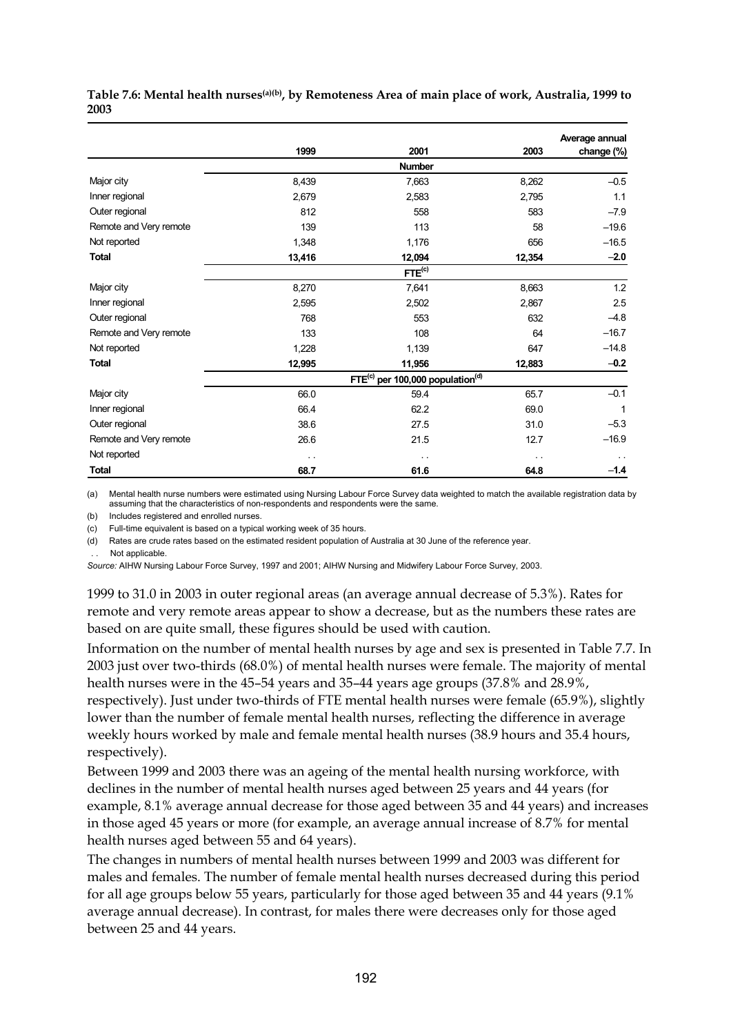**Table 7.6: Mental health nurses[(a)(b)], by Remoteness Area of main place of work, Australia, 1999 to 2003**

| | 1999 | 2001 | 2003 | Average annual change (%) |
|---|---|---|---|---|
| | | **Number** | | |
| Major city | 8,439 | 7,663 | 8,262 | –0.5 |
| Inner regional | 2,679 | 2,583 | 2,795 | 1.1 |
| Outer regional | 812 | 558 | 583 | –7.9 |
| Remote and Very remote | 139 | 113 | 58 | –19.6 |
| Not reported | 1,348 | 1,176 | 656 | –16.5 |
| **Total** | **13,416** | **12,094** | **12,354** | **–2.0** |
| | | **FTE[(c)]** | | |
| Major city | 8,270 | 7,641 | 8,663 | 1.2 |
| Inner regional | 2,595 | 2,502 | 2,867 | 2.5 |
| Outer regional | 768 | 553 | 632 | –4.8 |
| Remote and Very remote | 133 | 108 | 64 | –16.7 |
| Not reported | 1,228 | 1,139 | 647 | –14.8 |
| **Total** | **12,995** | **11,956** | **12,883** | **–0.2** |
| | | **FTE[(c)] per 100,000 population[(d)]** | | |
| Major city | 66.0 | 59.4 | 65.7 | –0.1 |
| Inner regional | 66.4 | 62.2 | 69.0 | 1 |
| Outer regional | 38.6 | 27.5 | 31.0 | –5.3 |
| Remote and Very remote | 26.6 | 21.5 | 12.7 | –16.9 |
| Not reported | . . | . . | . . | . . |
| **Total** | **68.7** | **61.6** | **64.8** | **–1.4** |

(a) Mental health nurse numbers were estimated using Nursing Labour Force Survey data weighted to match the available registration data by assuming that the characteristics of non-respondents and respondents were the same.

(b) Includes registered and enrolled nurses.

(c) Full-time equivalent is based on a typical working week of 35 hours.

(d) Rates are crude rates based on the estimated resident population of Australia at 30 June of the reference year.

. . Not applicable.

*Source:* AIHW Nursing Labour Force Survey, 1997 and 2001; AIHW Nursing and Midwifery Labour Force Survey, 2003.

1999 to 31.0 in 2003 in outer regional areas (an average annual decrease of 5.3%). Rates for remote and very remote areas appear to show a decrease, but as the numbers these rates are based on are quite small, these figures should be used with caution.

Information on the number of mental health nurses by age and sex is presented in Table 7.7. In 2003 just over two-thirds (68.0%) of mental health nurses were female. The majority of mental health nurses were in the 45–54 years and 35–44 years age groups (37.8% and 28.9%, respectively). Just under two-thirds of FTE mental health nurses were female (65.9%), slightly lower than the number of female mental health nurses, reflecting the difference in average weekly hours worked by male and female mental health nurses (38.9 hours and 35.4 hours, respectively).

Between 1999 and 2003 there was an ageing of the mental health nursing workforce, with declines in the number of mental health nurses aged between 25 years and 44 years (for example, 8.1% average annual decrease for those aged between 35 and 44 years) and increases in those aged 45 years or more (for example, an average annual increase of 8.7% for mental health nurses aged between 55 and 64 years).

The changes in numbers of mental health nurses between 1999 and 2003 was different for males and females. The number of female mental health nurses decreased during this period for all age groups below 55 years, particularly for those aged between 35 and 44 years (9.1% average annual decrease). In contrast, for males there were decreases only for those aged between 25 and 44 years.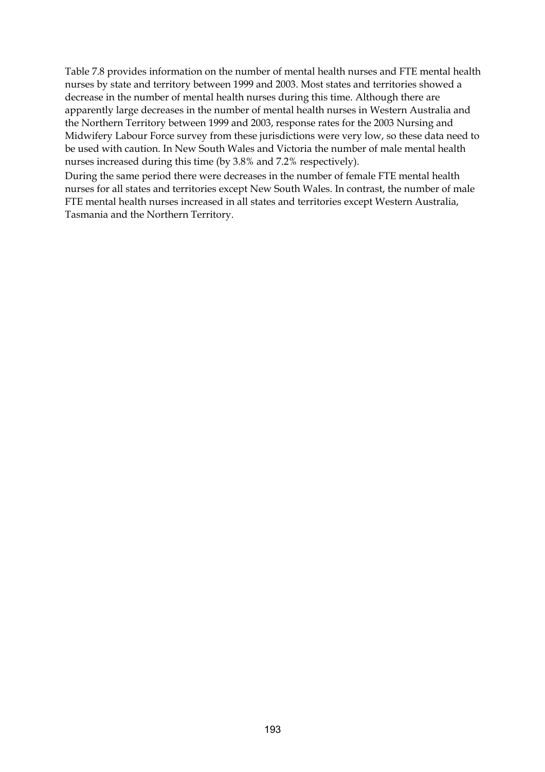Table 7.8 provides information on the number of mental health nurses and FTE mental health nurses by state and territory between 1999 and 2003. Most states and territories showed a decrease in the number of mental health nurses during this time. Although there are apparently large decreases in the number of mental health nurses in Western Australia and the Northern Territory between 1999 and 2003, response rates for the 2003 Nursing and Midwifery Labour Force survey from these jurisdictions were very low, so these data need to be used with caution. In New South Wales and Victoria the number of male mental health nurses increased during this time (by 3.8% and 7.2% respectively).

During the same period there were decreases in the number of female FTE mental health nurses for all states and territories except New South Wales. In contrast, the number of male FTE mental health nurses increased in all states and territories except Western Australia, Tasmania and the Northern Territory.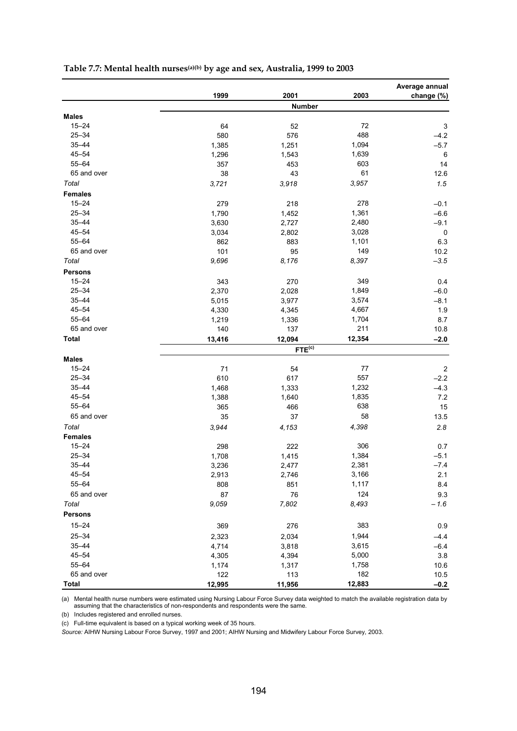**Table 7.7: Mental health nurses(a)(b) by age and sex, Australia, 1999 to 2003**

| | 1999 | 2001 | 2003 | Average annual change (%) |
|---|---|---|---|---|
| | | **Number** | | |
| **Males** | | | | |
| 15–24 | 64 | 52 | 72 | 3 |
| 25–34 | 580 | 576 | 488 | –4.2 |
| 35–44 | 1,385 | 1,251 | 1,094 | –5.7 |
| 45–54 | 1,296 | 1,543 | 1,639 | 6 |
| 55–64 | 357 | 453 | 603 | 14 |
| 65 and over | 38 | 43 | 61 | 12.6 |
| *Total* | *3,721* | *3,918* | *3,957* | *1.5* |
| **Females** | | | | |
| 15–24 | 279 | 218 | 278 | –0.1 |
| 25–34 | 1,790 | 1,452 | 1,361 | –6.6 |
| 35–44 | 3,630 | 2,727 | 2,480 | –9.1 |
| 45–54 | 3,034 | 2,802 | 3,028 | 0 |
| 55–64 | 862 | 883 | 1,101 | 6.3 |
| 65 and over | 101 | 95 | 149 | 10.2 |
| *Total* | *9,696* | *8,176* | *8,397* | *–3.5* |
| **Persons** | | | | |
| 15–24 | 343 | 270 | 349 | 0.4 |
| 25–34 | 2,370 | 2,028 | 1,849 | –6.0 |
| 35–44 | 5,015 | 3,977 | 3,574 | –8.1 |
| 45–54 | 4,330 | 4,345 | 4,667 | 1.9 |
| 55–64 | 1,219 | 1,336 | 1,704 | 8.7 |
| 65 and over | 140 | 137 | 211 | 10.8 |
| **Total** | **13,416** | **12,094** | **12,354** | **–2.0** |
| | | **FTE(c)** | | |
| **Males** | | | | |
| 15–24 | 71 | 54 | 77 | 2 |
| 25–34 | 610 | 617 | 557 | –2.2 |
| 35–44 | 1,468 | 1,333 | 1,232 | –4.3 |
| 45–54 | 1,388 | 1,640 | 1,835 | 7.2 |
| 55–64 | 365 | 466 | 638 | 15 |
| 65 and over | 35 | 37 | 58 | 13.5 |
| *Total* | *3,944* | *4,153* | *4,398* | *2.8* |
| **Females** | | | | |
| 15–24 | 298 | 222 | 306 | 0.7 |
| 25–34 | 1,708 | 1,415 | 1,384 | –5.1 |
| 35–44 | 3,236 | 2,477 | 2,381 | –7.4 |
| 45–54 | 2,913 | 2,746 | 3,166 | 2.1 |
| 55–64 | 808 | 851 | 1,117 | 8.4 |
| 65 and over | 87 | 76 | 124 | 9.3 |
| *Total* | *9,059* | *7,802* | *8,493* | *– 1.6* |
| **Persons** | | | | |
| 15–24 | 369 | 276 | 383 | 0.9 |
| 25–34 | 2,323 | 2,034 | 1,944 | –4.4 |
| 35–44 | 4,714 | 3,818 | 3,615 | –6.4 |
| 45–54 | 4,305 | 4,394 | 5,000 | 3.8 |
| 55–64 | 1,174 | 1,317 | 1,758 | 10.6 |
| 65 and over | 122 | 113 | 182 | 10.5 |
| **Total** | **12,995** | **11,956** | **12,883** | **–0.2** |

(a) Mental health nurse numbers were estimated using Nursing Labour Force Survey data weighted to match the available registration data by assuming that the characteristics of non-respondents and respondents were the same.

(b) Includes registered and enrolled nurses.

(c) Full-time equivalent is based on a typical working week of 35 hours.

*Source:* AIHW Nursing Labour Force Survey, 1997 and 2001; AIHW Nursing and Midwifery Labour Force Survey, 2003.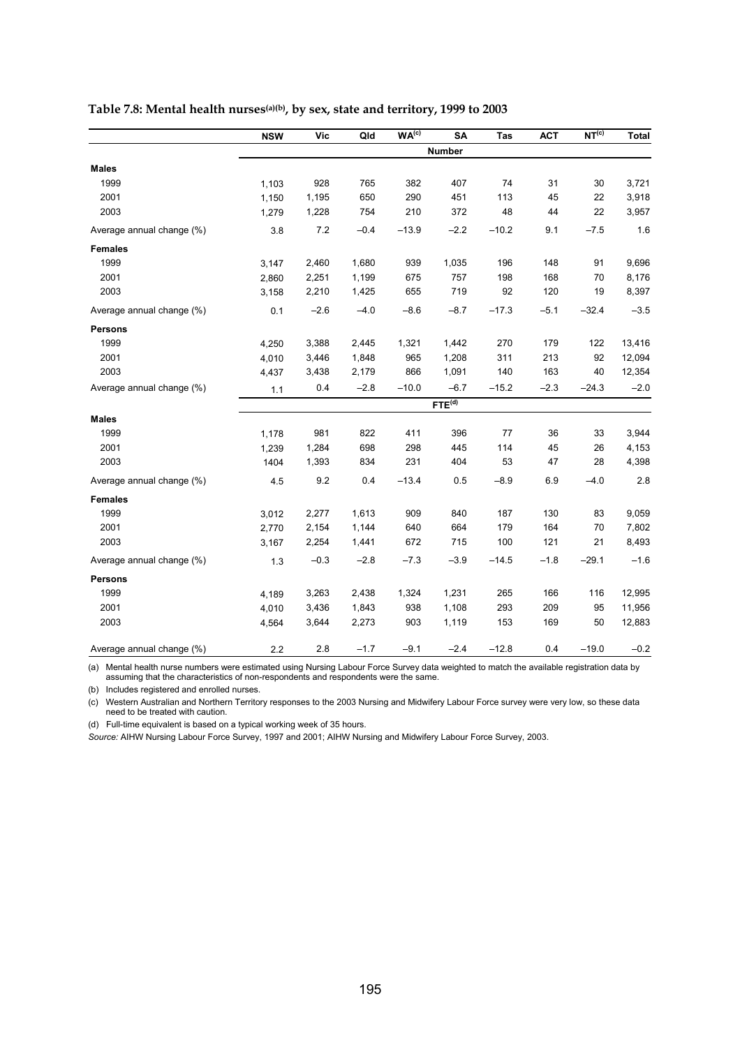**Table 7.8: Mental health nurses[(a)(b)], by sex, state and territory, 1999 to 2003**

| | NSW | Vic | Qld | WA[(c)] | SA | Tas | ACT | NT[(c)] | Total |
|---|---|---|---|---|---|---|---|---|---|
| | | | | | **Number** | | | | |
| **Males** | | | | | | | | | |
| 1999 | 1,103 | 928 | 765 | 382 | 407 | 74 | 31 | 30 | 3,721 |
| 2001 | 1,150 | 1,195 | 650 | 290 | 451 | 113 | 45 | 22 | 3,918 |
| 2003 | 1,279 | 1,228 | 754 | 210 | 372 | 48 | 44 | 22 | 3,957 |
| Average annual change (%) | 3.8 | 7.2 | –0.4 | –13.9 | –2.2 | –10.2 | 9.1 | –7.5 | 1.6 |
| **Females** | | | | | | | | | |
| 1999 | 3,147 | 2,460 | 1,680 | 939 | 1,035 | 196 | 148 | 91 | 9,696 |
| 2001 | 2,860 | 2,251 | 1,199 | 675 | 757 | 198 | 168 | 70 | 8,176 |
| 2003 | 3,158 | 2,210 | 1,425 | 655 | 719 | 92 | 120 | 19 | 8,397 |
| Average annual change (%) | 0.1 | –2.6 | –4.0 | –8.6 | –8.7 | –17.3 | –5.1 | –32.4 | –3.5 |
| **Persons** | | | | | | | | | |
| 1999 | 4,250 | 3,388 | 2,445 | 1,321 | 1,442 | 270 | 179 | 122 | 13,416 |
| 2001 | 4,010 | 3,446 | 1,848 | 965 | 1,208 | 311 | 213 | 92 | 12,094 |
| 2003 | 4,437 | 3,438 | 2,179 | 866 | 1,091 | 140 | 163 | 40 | 12,354 |
| Average annual change (%) | 1.1 | 0.4 | –2.8 | –10.0 | –6.7 | –15.2 | –2.3 | –24.3 | –2.0 |
| | | | | | **FTE[(d)]** | | | | |
| **Males** | | | | | | | | | |
| 1999 | 1,178 | 981 | 822 | 411 | 396 | 77 | 36 | 33 | 3,944 |
| 2001 | 1,239 | 1,284 | 698 | 298 | 445 | 114 | 45 | 26 | 4,153 |
| 2003 | 1404 | 1,393 | 834 | 231 | 404 | 53 | 47 | 28 | 4,398 |
| Average annual change (%) | 4.5 | 9.2 | 0.4 | –13.4 | 0.5 | –8.9 | 6.9 | –4.0 | 2.8 |
| **Females** | | | | | | | | | |
| 1999 | 3,012 | 2,277 | 1,613 | 909 | 840 | 187 | 130 | 83 | 9,059 |
| 2001 | 2,770 | 2,154 | 1,144 | 640 | 664 | 179 | 164 | 70 | 7,802 |
| 2003 | 3,167 | 2,254 | 1,441 | 672 | 715 | 100 | 121 | 21 | 8,493 |
| Average annual change (%) | 1.3 | –0.3 | –2.8 | –7.3 | –3.9 | –14.5 | –1.8 | –29.1 | –1.6 |
| **Persons** | | | | | | | | | |
| 1999 | 4,189 | 3,263 | 2,438 | 1,324 | 1,231 | 265 | 166 | 116 | 12,995 |
| 2001 | 4,010 | 3,436 | 1,843 | 938 | 1,108 | 293 | 209 | 95 | 11,956 |
| 2003 | 4,564 | 3,644 | 2,273 | 903 | 1,119 | 153 | 169 | 50 | 12,883 |
| Average annual change (%) | 2.2 | 2.8 | –1.7 | –9.1 | –2.4 | –12.8 | 0.4 | –19.0 | –0.2 |

(a) Mental health nurse numbers were estimated using Nursing Labour Force Survey data weighted to match the available registration data by assuming that the characteristics of non-respondents and respondents were the same.

(b) Includes registered and enrolled nurses.

(c) Western Australian and Northern Territory responses to the 2003 Nursing and Midwifery Labour Force survey were very low, so these data need to be treated with caution.

(d) Full-time equivalent is based on a typical working week of 35 hours.

*Source:* AIHW Nursing Labour Force Survey, 1997 and 2001; AIHW Nursing and Midwifery Labour Force Survey, 2003.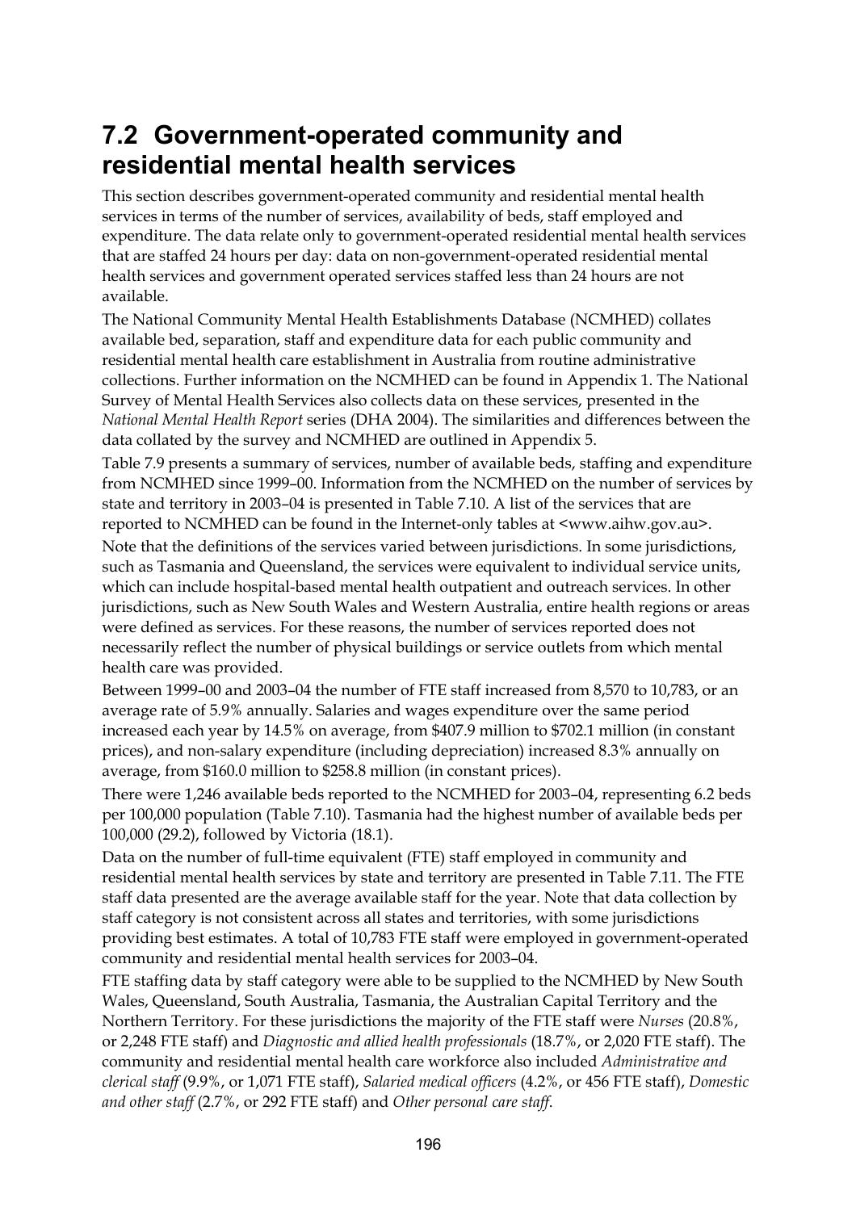## 7.2 Government-operated community and residential mental health services

This section describes government-operated community and residential mental health services in terms of the number of services, availability of beds, staff employed and expenditure. The data relate only to government-operated residential mental health services that are staffed 24 hours per day: data on non-government-operated residential mental health services and government operated services staffed less than 24 hours are not available.

The National Community Mental Health Establishments Database (NCMHED) collates available bed, separation, staff and expenditure data for each public community and residential mental health care establishment in Australia from routine administrative collections. Further information on the NCMHED can be found in Appendix 1. The National Survey of Mental Health Services also collects data on these services, presented in the *National Mental Health Report* series (DHA 2004). The similarities and differences between the data collated by the survey and NCMHED are outlined in Appendix 5.

Table 7.9 presents a summary of services, number of available beds, staffing and expenditure from NCMHED since 1999–00. Information from the NCMHED on the number of services by state and territory in 2003–04 is presented in Table 7.10. A list of the services that are reported to NCMHED can be found in the Internet-only tables at <www.aihw.gov.au>.

Note that the definitions of the services varied between jurisdictions. In some jurisdictions, such as Tasmania and Queensland, the services were equivalent to individual service units, which can include hospital-based mental health outpatient and outreach services. In other jurisdictions, such as New South Wales and Western Australia, entire health regions or areas were defined as services. For these reasons, the number of services reported does not necessarily reflect the number of physical buildings or service outlets from which mental health care was provided.

Between 1999–00 and 2003–04 the number of FTE staff increased from 8,570 to 10,783, or an average rate of 5.9% annually. Salaries and wages expenditure over the same period increased each year by 14.5% on average, from $407.9 million to $702.1 million (in constant prices), and non-salary expenditure (including depreciation) increased 8.3% annually on average, from $160.0 million to $258.8 million (in constant prices).

There were 1,246 available beds reported to the NCMHED for 2003–04, representing 6.2 beds per 100,000 population (Table 7.10). Tasmania had the highest number of available beds per 100,000 (29.2), followed by Victoria (18.1).

Data on the number of full-time equivalent (FTE) staff employed in community and residential mental health services by state and territory are presented in Table 7.11. The FTE staff data presented are the average available staff for the year. Note that data collection by staff category is not consistent across all states and territories, with some jurisdictions providing best estimates. A total of 10,783 FTE staff were employed in government-operated community and residential mental health services for 2003–04.

FTE staffing data by staff category were able to be supplied to the NCMHED by New South Wales, Queensland, South Australia, Tasmania, the Australian Capital Territory and the Northern Territory. For these jurisdictions the majority of the FTE staff were *Nurses* (20.8%, or 2,248 FTE staff) and *Diagnostic and allied health professionals* (18.7%, or 2,020 FTE staff). The community and residential mental health care workforce also included *Administrative and clerical staff* (9.9%, or 1,071 FTE staff), *Salaried medical officers* (4.2%, or 456 FTE staff), *Domestic and other staff* (2.7%, or 292 FTE staff) and *Other personal care staff*.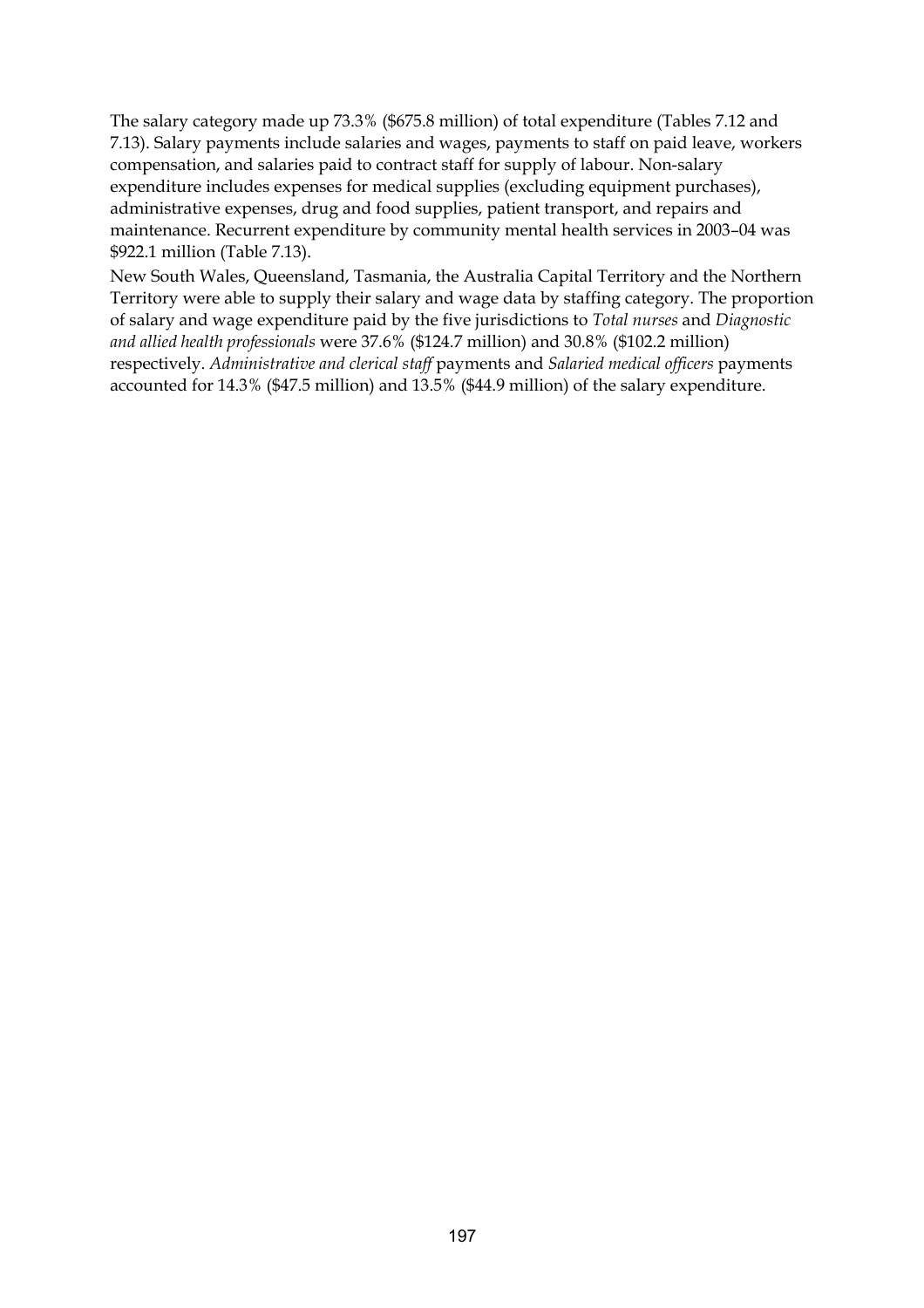The salary category made up 73.3% ($675.8 million) of total expenditure (Tables 7.12 and 7.13). Salary payments include salaries and wages, payments to staff on paid leave, workers compensation, and salaries paid to contract staff for supply of labour. Non-salary expenditure includes expenses for medical supplies (excluding equipment purchases), administrative expenses, drug and food supplies, patient transport, and repairs and maintenance. Recurrent expenditure by community mental health services in 2003–04 was $922.1 million (Table 7.13).

New South Wales, Queensland, Tasmania, the Australia Capital Territory and the Northern Territory were able to supply their salary and wage data by staffing category. The proportion of salary and wage expenditure paid by the five jurisdictions to *Total nurses* and *Diagnostic and allied health professionals* were 37.6% ($124.7 million) and 30.8% ($102.2 million) respectively. *Administrative and clerical staff* payments and *Salaried medical officers* payments accounted for 14.3% ($47.5 million) and 13.5% ($44.9 million) of the salary expenditure.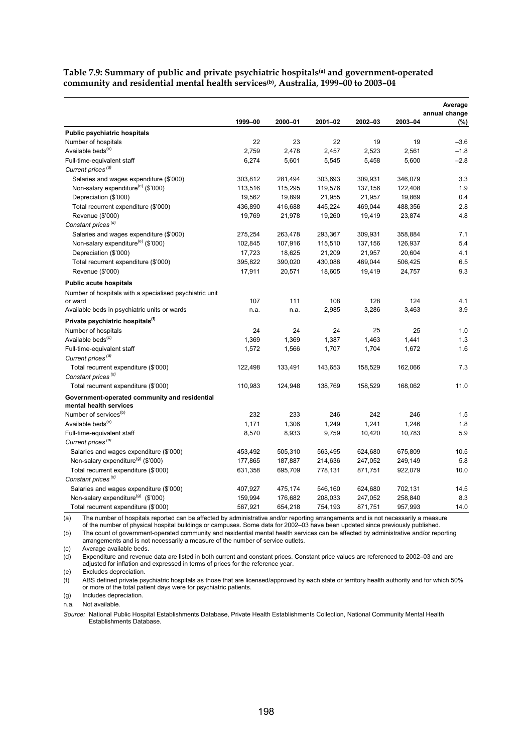**Table 7.9: Summary of public and private psychiatric hospitals[(a)] and government-operated community and residential mental health services[(b)], Australia, 1999–00 to 2003–04**

| | 1999–00 | 2000–01 | 2001–02 | 2002–03 | 2003–04 | Average annual change (%) |
|---|---|---|---|---|---|---|
| **Public psychiatric hospitals** | | | | | | |
| Number of hospitals | 22 | 23 | 22 | 19 | 19 | –3.6 |
| Available beds[(c)] | 2,759 | 2,478 | 2,457 | 2,523 | 2,561 | –1.8 |
| Full-time-equivalent staff | 6,274 | 5,601 | 5,545 | 5,458 | 5,600 | –2.8 |
| *Current prices[(d)]* | | | | | | |
| Salaries and wages expenditure ($'000) | 303,812 | 281,494 | 303,693 | 309,931 | 346,079 | 3.3 |
| Non-salary expenditure[(e)] ($'000) | 113,516 | 115,295 | 119,576 | 137,156 | 122,408 | 1.9 |
| Depreciation ($'000) | 19,562 | 19,899 | 21,955 | 21,957 | 19,869 | 0.4 |
| Total recurrent expenditure ($'000) | 436,890 | 416,688 | 445,224 | 469,044 | 488,356 | 2.8 |
| Revenue ($'000) | 19,769 | 21,978 | 19,260 | 19,419 | 23,874 | 4.8 |
| *Constant prices[(d)]* | | | | | | |
| Salaries and wages expenditure ($'000) | 275,254 | 263,478 | 293,367 | 309,931 | 358,884 | 7.1 |
| Non-salary expenditure[(e)] ($'000) | 102,845 | 107,916 | 115,510 | 137,156 | 126,937 | 5.4 |
| Depreciation ($'000) | 17,723 | 18,625 | 21,209 | 21,957 | 20,604 | 4.1 |
| Total recurrent expenditure ($'000) | 395,822 | 390,020 | 430,086 | 469,044 | 506,425 | 6.5 |
| Revenue ($'000) | 17,911 | 20,571 | 18,605 | 19,419 | 24,757 | 9.3 |
| **Public acute hospitals** | | | | | | |
| Number of hospitals with a specialised psychiatric unit or ward | 107 | 111 | 108 | 128 | 124 | 4.1 |
| Available beds in psychiatric units or wards | n.a. | n.a. | 2,985 | 3,286 | 3,463 | 3.9 |
| **Private psychiatric hospitals[(f)]** | | | | | | |
| Number of hospitals | 24 | 24 | 24 | 25 | 25 | 1.0 |
| Available beds[(c)] | 1,369 | 1,369 | 1,387 | 1,463 | 1,441 | 1.3 |
| Full-time-equivalent staff | 1,572 | 1,566 | 1,707 | 1,704 | 1,672 | 1.6 |
| *Current prices[(d)]* | | | | | | |
| Total recurrent expenditure ($'000) | 122,498 | 133,491 | 143,653 | 158,529 | 162,066 | 7.3 |
| *Constant prices[(d)]* | | | | | | |
| Total recurrent expenditure ($'000) | 110,983 | 124,948 | 138,769 | 158,529 | 168,062 | 11.0 |
| **Government-operated community and residential mental health services** | | | | | | |
| Number of services[(b)] | 232 | 233 | 246 | 242 | 246 | 1.5 |
| Available beds[(c)] | 1,171 | 1,306 | 1,249 | 1,241 | 1,246 | 1.8 |
| Full-time-equivalent staff | 8,570 | 8,933 | 9,759 | 10,420 | 10,783 | 5.9 |
| *Current prices[(d)]* | | | | | | |
| Salaries and wages expenditure ($'000) | 453,492 | 505,310 | 563,495 | 624,680 | 675,809 | 10.5 |
| Non-salary expenditure[(g)] ($'000) | 177,865 | 187,887 | 214,636 | 247,052 | 249,149 | 5.8 |
| Total recurrent expenditure ($'000) | 631,358 | 695,709 | 778,131 | 871,751 | 922,079 | 10.0 |
| *Constant prices[(d)]* | | | | | | |
| Salaries and wages expenditure ($'000) | 407,927 | 475,174 | 546,160 | 624,680 | 702,131 | 14.5 |
| Non-salary expenditure[(g)] ($'000) | 159,994 | 176,682 | 208,033 | 247,052 | 258,840 | 8.3 |
| Total recurrent expenditure ($'000) | 567,921 | 654,218 | 754,193 | 871,751 | 957,993 | 14.0 |

(a) The number of hospitals reported can be affected by administrative and/or reporting arrangements and is not necessarily a measure of the number of physical hospital buildings or campuses. Some data for 2002–03 have been updated since previously published.

(b) The count of government-operated community and residential mental health services can be affected by administrative and/or reporting arrangements and is not necessarily a measure of the number of service outlets.

(c) Average available beds.

(d) Expenditure and revenue data are listed in both current and constant prices. Constant price values are referenced to 2002–03 and are adjusted for inflation and expressed in terms of prices for the reference year.

(e) Excludes depreciation.

(f) ABS defined private psychiatric hospitals as those that are licensed/approved by each state or territory health authority and for which 50% or more of the total patient days were for psychiatric patients.

(g) Includes depreciation.

n.a. Not available.

*Source:* National Public Hospital Establishments Database, Private Health Establishments Collection, National Community Mental Health Establishments Database.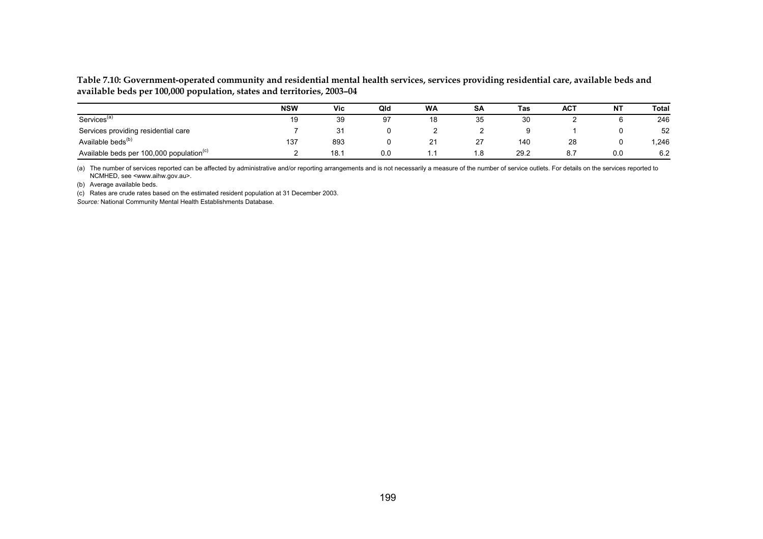**Table 7.10: Government-operated community and residential mental health services, services providing residential care, available beds and available beds per 100,000 population, states and territories, 2003–04**

| | NSW | Vic | Qld | WA | SA | Tas | ACT | NT | Total |
|---|---|---|---|---|---|---|---|---|---|
| Services[(a)] | 19 | 39 | 97 | 18 | 35 | 30 | 2 | 6 | 246 |
| Services providing residential care | 7 | 31 | 0 | 2 | 2 | 9 | 1 | 0 | 52 |
| Available beds[(b)] | 137 | 893 | 0 | 21 | 27 | 140 | 28 | 0 | 1,246 |
| Available beds per 100,000 population[(c)] | 2 | 18.1 | 0.0 | 1.1 | 1.8 | 29.2 | 8.7 | 0.0 | 6.2 |

(a) The number of services reported can be affected by administrative and/or reporting arrangements and is not necessarily a measure of the number of service outlets. For details on the services reported to NCMHED, see <www.aihw.gov.au>.

(b) Average available beds.

(c) Rates are crude rates based on the estimated resident population at 31 December 2003.

*Source:* National Community Mental Health Establishments Database.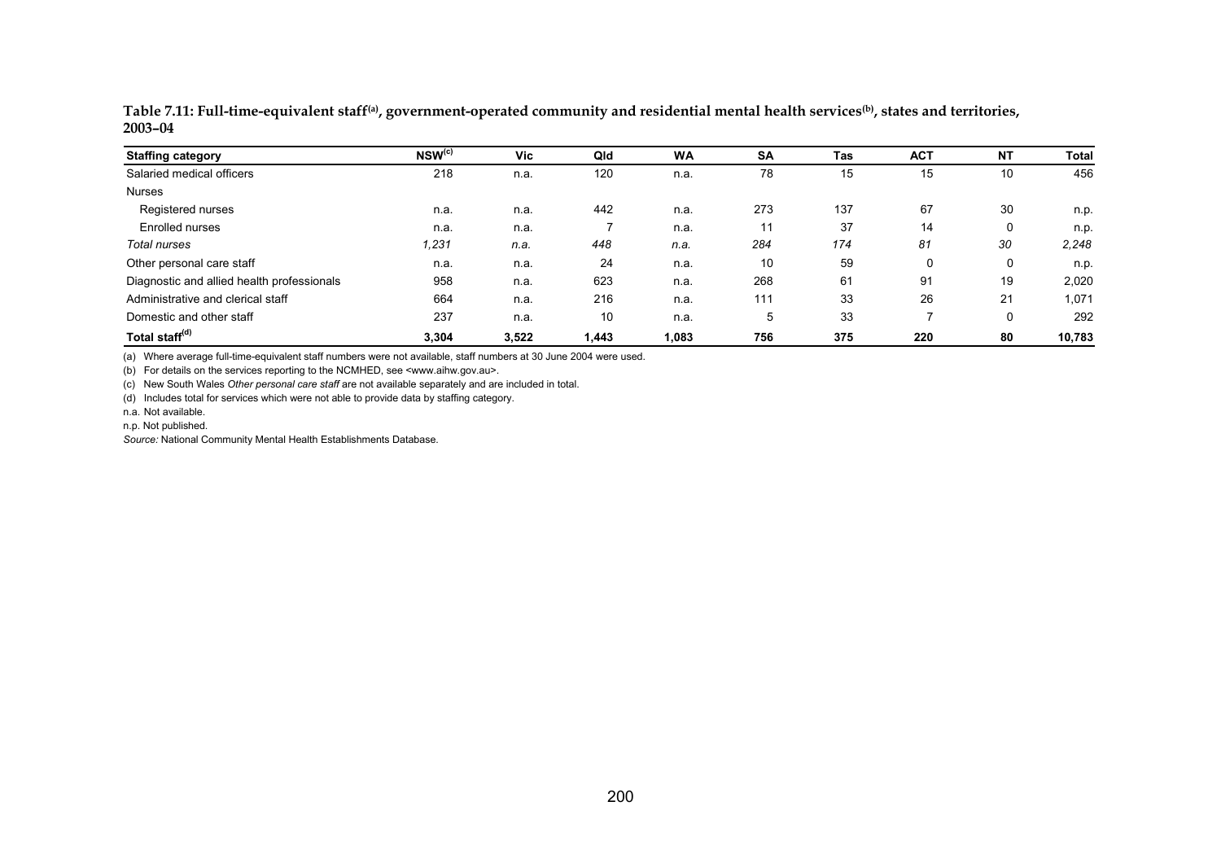**Table 7.11: Full-time-equivalent staff[(a)], government-operated community and residential mental health services[(b)], states and territories, 2003–04**

| Staffing category | NSW[(c)] | Vic | Qld | WA | SA | Tas | ACT | NT | Total |
|---|---|---|---|---|---|---|---|---|---|
| Salaried medical officers | 218 | n.a. | 120 | n.a. | 78 | 15 | 15 | 10 | 456 |
| Nurses | | | | | | | | | |
| Registered nurses | n.a. | n.a. | 442 | n.a. | 273 | 137 | 67 | 30 | n.p. |
| Enrolled nurses | n.a. | n.a. | 7 | n.a. | 11 | 37 | 14 | 0 | n.p. |
| *Total nurses* | *1,231* | *n.a.* | *448* | *n.a.* | *284* | *174* | *81* | *30* | *2,248* |
| Other personal care staff | n.a. | n.a. | 24 | n.a. | 10 | 59 | 0 | 0 | n.p. |
| Diagnostic and allied health professionals | 958 | n.a. | 623 | n.a. | 268 | 61 | 91 | 19 | 2,020 |
| Administrative and clerical staff | 664 | n.a. | 216 | n.a. | 111 | 33 | 26 | 21 | 1,071 |
| Domestic and other staff | 237 | n.a. | 10 | n.a. | 5 | 33 | 7 | 0 | 292 |
| **Total staff[(d)]** | **3,304** | **3,522** | **1,443** | **1,083** | **756** | **375** | **220** | **80** | **10,783** |

(a) Where average full-time-equivalent staff numbers were not available, staff numbers at 30 June 2004 were used.

(b) For details on the services reporting to the NCMHED, see <www.aihw.gov.au>.

(c) New South Wales *Other personal care staff* are not available separately and are included in total.

(d) Includes total for services which were not able to provide data by staffing category.

n.a. Not available.

n.p. Not published.

*Source:* National Community Mental Health Establishments Database.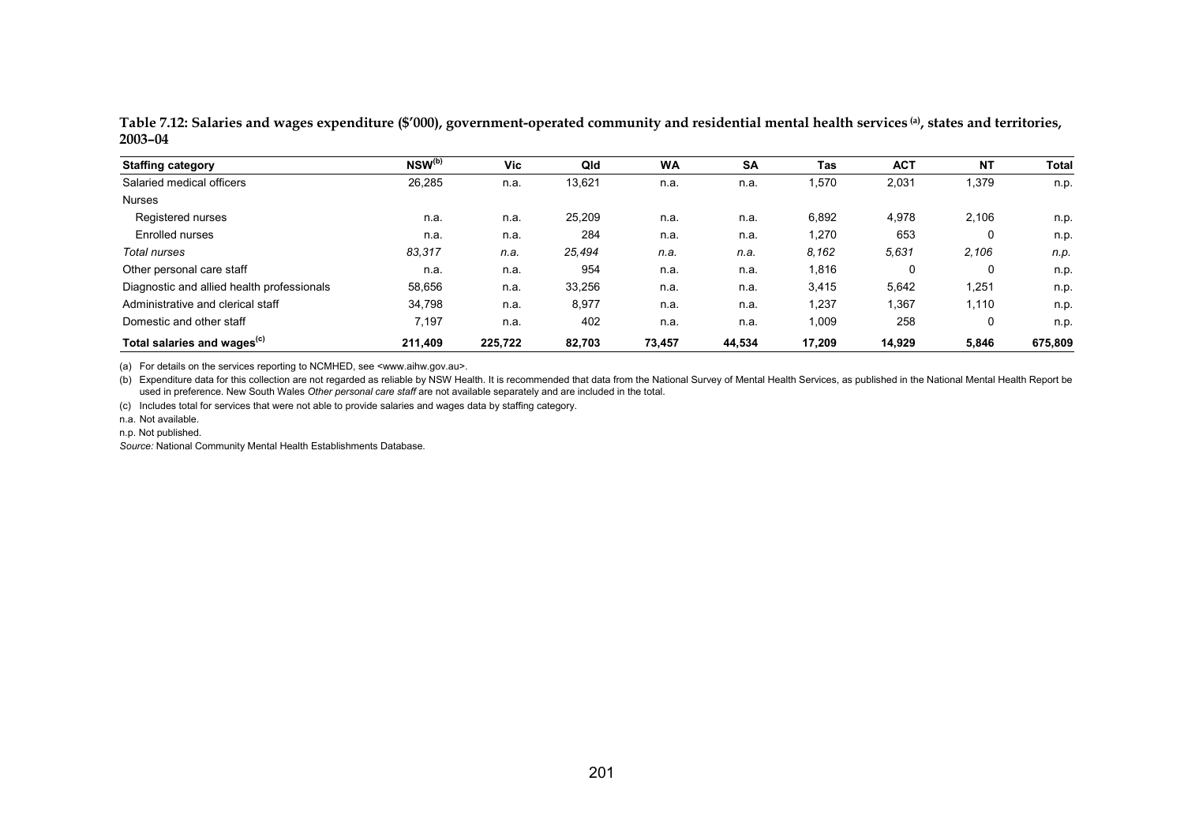**Table 7.12: Salaries and wages expenditure ($'000), government-operated community and residential mental health services [(a)], states and territories, 2003–04**

| Staffing category | NSW[(b)] | Vic | Qld | WA | SA | Tas | ACT | NT | Total |
|---|---|---|---|---|---|---|---|---|---|
| Salaried medical officers | 26,285 | n.a. | 13,621 | n.a. | n.a. | 1,570 | 2,031 | 1,379 | n.p. |
| Nurses | | | | | | | | | |
| Registered nurses | n.a. | n.a. | 25,209 | n.a. | n.a. | 6,892 | 4,978 | 2,106 | n.p. |
| Enrolled nurses | n.a. | n.a. | 284 | n.a. | n.a. | 1,270 | 653 | 0 | n.p. |
| *Total nurses* | *83,317* | *n.a.* | *25,494* | *n.a.* | *n.a.* | *8,162* | *5,631* | *2,106* | *n.p.* |
| Other personal care staff | n.a. | n.a. | 954 | n.a. | n.a. | 1,816 | 0 | 0 | n.p. |
| Diagnostic and allied health professionals | 58,656 | n.a. | 33,256 | n.a. | n.a. | 3,415 | 5,642 | 1,251 | n.p. |
| Administrative and clerical staff | 34,798 | n.a. | 8,977 | n.a. | n.a. | 1,237 | 1,367 | 1,110 | n.p. |
| Domestic and other staff | 7,197 | n.a. | 402 | n.a. | n.a. | 1,009 | 258 | 0 | n.p. |
| **Total salaries and wages[(c)]** | **211,409** | **225,722** | **82,703** | **73,457** | **44,534** | **17,209** | **14,929** | **5,846** | **675,809** |

(a) For details on the services reporting to NCMHED, see <www.aihw.gov.au>.

(b) Expenditure data for this collection are not regarded as reliable by NSW Health. It is recommended that data from the National Survey of Mental Health Services, as published in the National Mental Health Report be used in preference. New South Wales *Other personal care staff* are not available separately and are included in the total.

(c) Includes total for services that were not able to provide salaries and wages data by staffing category.

n.a. Not available.

n.p. Not published.

*Source:* National Community Mental Health Establishments Database.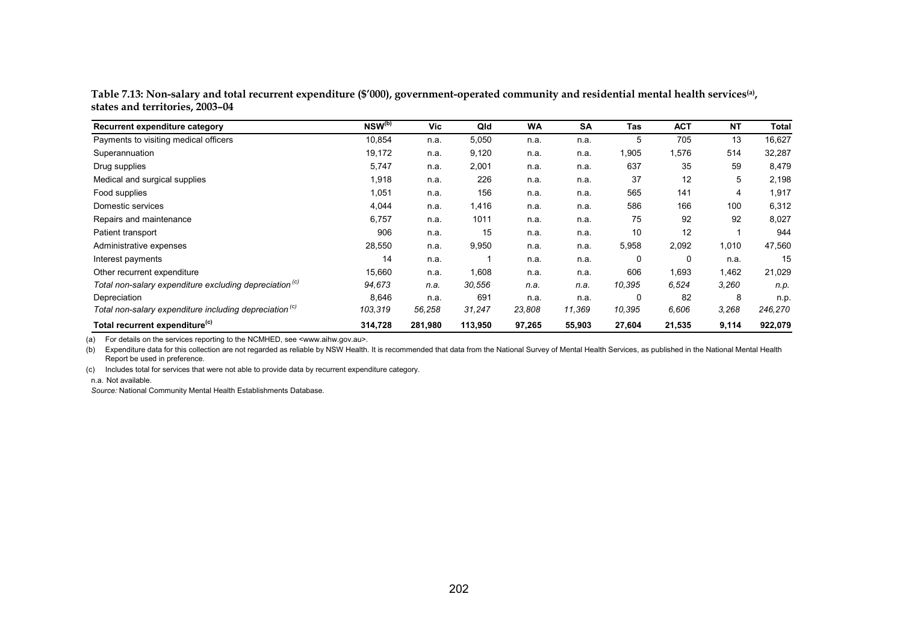**Table 7.13: Non-salary and total recurrent expenditure ($'000), government-operated community and residential mental health services[(a)], states and territories, 2003–04**

| Recurrent expenditure category | NSW[(b)] | Vic | Qld | WA | SA | Tas | ACT | NT | Total |
|---|---|---|---|---|---|---|---|---|---|
| Payments to visiting medical officers | 10,854 | n.a. | 5,050 | n.a. | n.a. | 5 | 705 | 13 | 16,627 |
| Superannuation | 19,172 | n.a. | 9,120 | n.a. | n.a. | 1,905 | 1,576 | 514 | 32,287 |
| Drug supplies | 5,747 | n.a. | 2,001 | n.a. | n.a. | 637 | 35 | 59 | 8,479 |
| Medical and surgical supplies | 1,918 | n.a. | 226 | n.a. | n.a. | 37 | 12 | 5 | 2,198 |
| Food supplies | 1,051 | n.a. | 156 | n.a. | n.a. | 565 | 141 | 4 | 1,917 |
| Domestic services | 4,044 | n.a. | 1,416 | n.a. | n.a. | 586 | 166 | 100 | 6,312 |
| Repairs and maintenance | 6,757 | n.a. | 1011 | n.a. | n.a. | 75 | 92 | 92 | 8,027 |
| Patient transport | 906 | n.a. | 15 | n.a. | n.a. | 10 | 12 | 1 | 944 |
| Administrative expenses | 28,550 | n.a. | 9,950 | n.a. | n.a. | 5,958 | 2,092 | 1,010 | 47,560 |
| Interest payments | 14 | n.a. | 1 | n.a. | n.a. | 0 | 0 | n.a. | 15 |
| Other recurrent expenditure | 15,660 | n.a. | 1,608 | n.a. | n.a. | 606 | 1,693 | 1,462 | 21,029 |
| *Total non-salary expenditure excluding depreciation[(c)]* | *94,673* | *n.a.* | *30,556* | *n.a.* | *n.a.* | *10,395* | *6,524* | *3,260* | *n.p.* |
| Depreciation | 8,646 | n.a. | 691 | n.a. | n.a. | 0 | 82 | 8 | n.p. |
| *Total non-salary expenditure including depreciation[(c)]* | *103,319* | *56,258* | *31,247* | *23,808* | *11,369* | *10,395* | *6,606* | *3,268* | *246,270* |
| **Total recurrent expenditure[(c)]** | **314,728** | **281,980** | **113,950** | **97,265** | **55,903** | **27,604** | **21,535** | **9,114** | **922,079** |

(a) For details on the services reporting to the NCMHED, see <www.aihw.gov.au>.

(b) Expenditure data for this collection are not regarded as reliable by NSW Health. It is recommended that data from the National Survey of Mental Health Services, as published in the National Mental Health Report be used in preference.

(c) Includes total for services that were not able to provide data by recurrent expenditure category.

n.a. Not available.

*Source:* National Community Mental Health Establishments Database.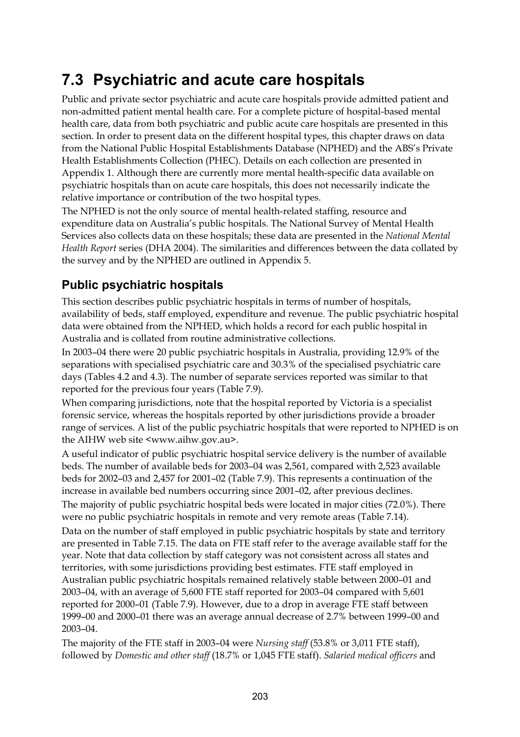# 7.3 Psychiatric and acute care hospitals

Public and private sector psychiatric and acute care hospitals provide admitted patient and non-admitted patient mental health care. For a complete picture of hospital-based mental health care, data from both psychiatric and public acute care hospitals are presented in this section. In order to present data on the different hospital types, this chapter draws on data from the National Public Hospital Establishments Database (NPHED) and the ABS's Private Health Establishments Collection (PHEC). Details on each collection are presented in Appendix 1. Although there are currently more mental health-specific data available on psychiatric hospitals than on acute care hospitals, this does not necessarily indicate the relative importance or contribution of the two hospital types.

The NPHED is not the only source of mental health-related staffing, resource and expenditure data on Australia's public hospitals. The National Survey of Mental Health Services also collects data on these hospitals; these data are presented in the *National Mental Health Report* series (DHA 2004). The similarities and differences between the data collated by the survey and by the NPHED are outlined in Appendix 5.

## Public psychiatric hospitals

This section describes public psychiatric hospitals in terms of number of hospitals, availability of beds, staff employed, expenditure and revenue. The public psychiatric hospital data were obtained from the NPHED, which holds a record for each public hospital in Australia and is collated from routine administrative collections.

In 2003–04 there were 20 public psychiatric hospitals in Australia, providing 12.9% of the separations with specialised psychiatric care and 30.3% of the specialised psychiatric care days (Tables 4.2 and 4.3). The number of separate services reported was similar to that reported for the previous four years (Table 7.9).

When comparing jurisdictions, note that the hospital reported by Victoria is a specialist forensic service, whereas the hospitals reported by other jurisdictions provide a broader range of services. A list of the public psychiatric hospitals that were reported to NPHED is on the AIHW web site <www.aihw.gov.au>.

A useful indicator of public psychiatric hospital service delivery is the number of available beds. The number of available beds for 2003–04 was 2,561, compared with 2,523 available beds for 2002–03 and 2,457 for 2001–02 (Table 7.9). This represents a continuation of the increase in available bed numbers occurring since 2001–02, after previous declines.

The majority of public psychiatric hospital beds were located in major cities (72.0%). There were no public psychiatric hospitals in remote and very remote areas (Table 7.14).

Data on the number of staff employed in public psychiatric hospitals by state and territory are presented in Table 7.15. The data on FTE staff refer to the average available staff for the year. Note that data collection by staff category was not consistent across all states and territories, with some jurisdictions providing best estimates. FTE staff employed in Australian public psychiatric hospitals remained relatively stable between 2000–01 and 2003–04, with an average of 5,600 FTE staff reported for 2003–04 compared with 5,601 reported for 2000–01 (Table 7.9). However, due to a drop in average FTE staff between 1999–00 and 2000–01 there was an average annual decrease of 2.7% between 1999–00 and 2003–04.

The majority of the FTE staff in 2003–04 were *Nursing staff* (53.8% or 3,011 FTE staff), followed by *Domestic and other staff* (18.7% or 1,045 FTE staff). *Salaried medical officers* and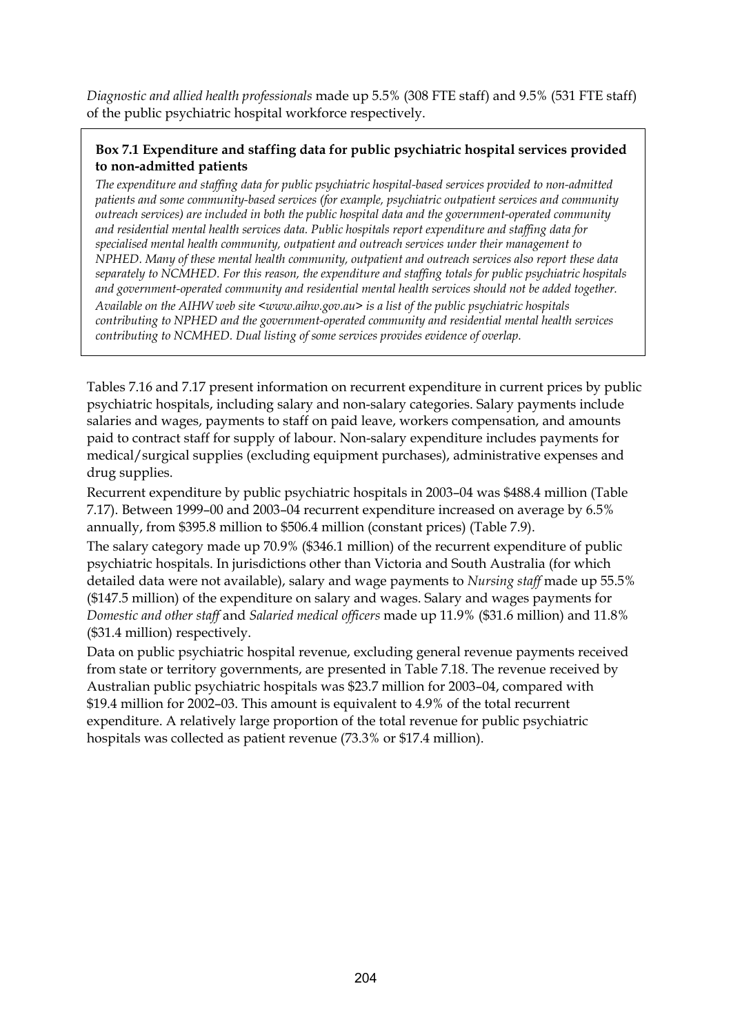*Diagnostic and allied health professionals* made up 5.5% (308 FTE staff) and 9.5% (531 FTE staff) of the public psychiatric hospital workforce respectively.

> **Box 7.1 Expenditure and staffing data for public psychiatric hospital services provided to non-admitted patients**
>
> *The expenditure and staffing data for public psychiatric hospital-based services provided to non-admitted patients and some community-based services (for example, psychiatric outpatient services and community outreach services) are included in both the public hospital data and the government-operated community and residential mental health services data. Public hospitals report expenditure and staffing data for specialised mental health community, outpatient and outreach services under their management to NPHED. Many of these mental health community, outpatient and outreach services also report these data separately to NCMHED. For this reason, the expenditure and staffing totals for public psychiatric hospitals and government-operated community and residential mental health services should not be added together.*
>
> *Available on the AIHW web site <www.aihw.gov.au> is a list of the public psychiatric hospitals contributing to NPHED and the government-operated community and residential mental health services contributing to NCMHED. Dual listing of some services provides evidence of overlap.*

Tables 7.16 and 7.17 present information on recurrent expenditure in current prices by public psychiatric hospitals, including salary and non-salary categories. Salary payments include salaries and wages, payments to staff on paid leave, workers compensation, and amounts paid to contract staff for supply of labour. Non-salary expenditure includes payments for medical/surgical supplies (excluding equipment purchases), administrative expenses and drug supplies.

Recurrent expenditure by public psychiatric hospitals in 2003–04 was $488.4 million (Table 7.17). Between 1999–00 and 2003–04 recurrent expenditure increased on average by 6.5% annually, from $395.8 million to $506.4 million (constant prices) (Table 7.9).

The salary category made up 70.9% ($346.1 million) of the recurrent expenditure of public psychiatric hospitals. In jurisdictions other than Victoria and South Australia (for which detailed data were not available), salary and wage payments to *Nursing staff* made up 55.5% ($147.5 million) of the expenditure on salary and wages. Salary and wages payments for *Domestic and other staff* and *Salaried medical officers* made up 11.9% ($31.6 million) and 11.8% ($31.4 million) respectively.

Data on public psychiatric hospital revenue, excluding general revenue payments received from state or territory governments, are presented in Table 7.18. The revenue received by Australian public psychiatric hospitals was $23.7 million for 2003–04, compared with $19.4 million for 2002–03. This amount is equivalent to 4.9% of the total recurrent expenditure. A relatively large proportion of the total revenue for public psychiatric hospitals was collected as patient revenue (73.3% or $17.4 million).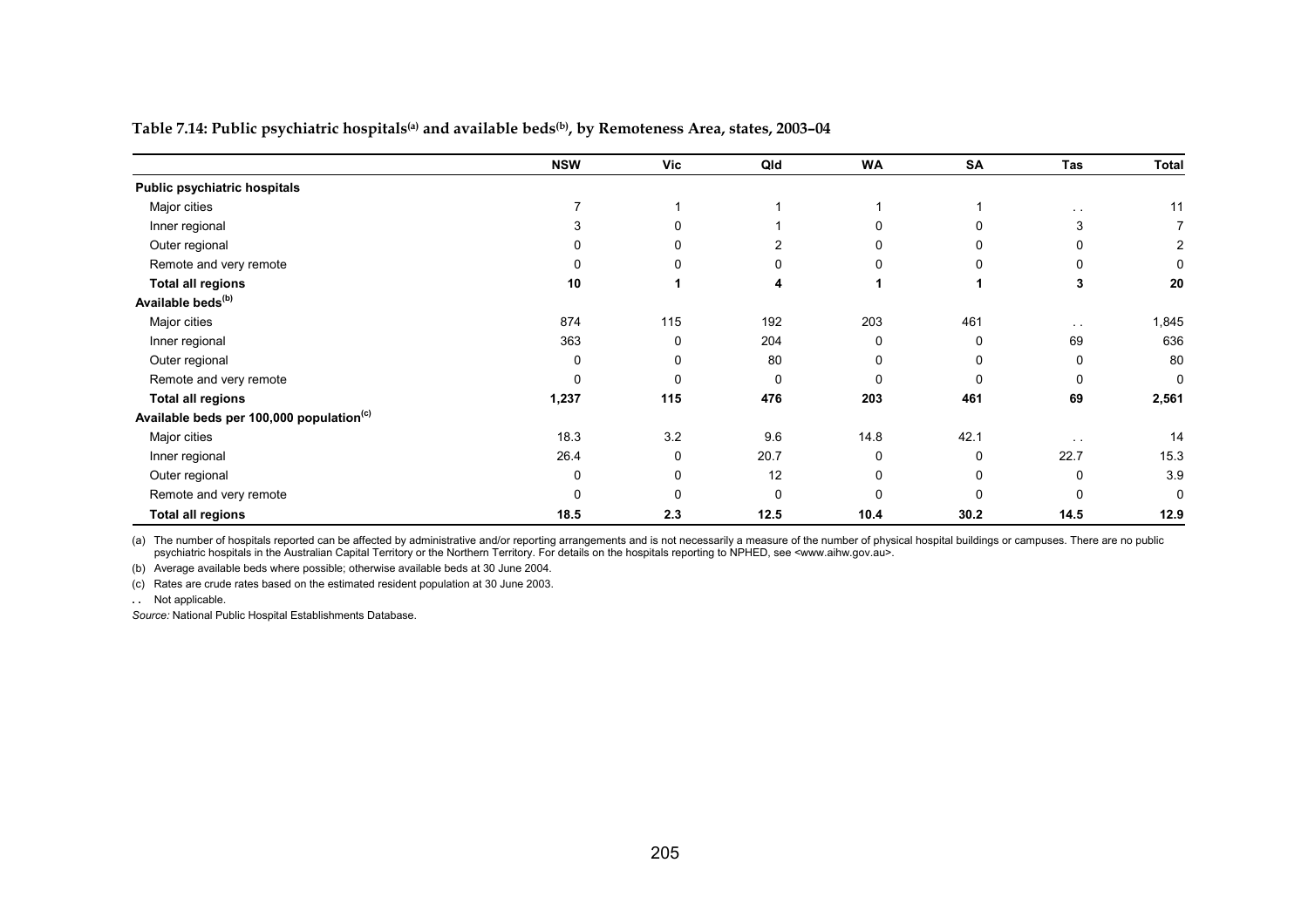**Table 7.14: Public psychiatric hospitals[(a)] and available beds[(b)], by Remoteness Area, states, 2003–04**

| | NSW | Vic | Qld | WA | SA | Tas | Total |
|---|---|---|---|---|---|---|---|
| **Public psychiatric hospitals** | | | | | | | |
| Major cities | 7 | 1 | 1 | 1 | 1 | . . | 11 |
| Inner regional | 3 | 0 | 1 | 0 | 0 | 3 | 7 |
| Outer regional | 0 | 0 | 2 | 0 | 0 | 0 | 2 |
| Remote and very remote | 0 | 0 | 0 | 0 | 0 | 0 | 0 |
| **Total all regions** | **10** | **1** | **4** | **1** | **1** | **3** | **20** |
| **Available beds[(b)]** | | | | | | | |
| Major cities | 874 | 115 | 192 | 203 | 461 | . . | 1,845 |
| Inner regional | 363 | 0 | 204 | 0 | 0 | 69 | 636 |
| Outer regional | 0 | 0 | 80 | 0 | 0 | 0 | 80 |
| Remote and very remote | 0 | 0 | 0 | 0 | 0 | 0 | 0 |
| **Total all regions** | **1,237** | **115** | **476** | **203** | **461** | **69** | **2,561** |
| **Available beds per 100,000 population[(c)]** | | | | | | | |
| Major cities | 18.3 | 3.2 | 9.6 | 14.8 | 42.1 | . . | 14 |
| Inner regional | 26.4 | 0 | 20.7 | 0 | 0 | 22.7 | 15.3 |
| Outer regional | 0 | 0 | 12 | 0 | 0 | 0 | 3.9 |
| Remote and very remote | 0 | 0 | 0 | 0 | 0 | 0 | 0 |
| **Total all regions** | **18.5** | **2.3** | **12.5** | **10.4** | **30.2** | **14.5** | **12.9** |

(a) The number of hospitals reported can be affected by administrative and/or reporting arrangements and is not necessarily a measure of the number of physical hospital buildings or campuses. There are no public psychiatric hospitals in the Australian Capital Territory or the Northern Territory. For details on the hospitals reporting to NPHED, see <www.aihw.gov.au>.

(b) Average available beds where possible; otherwise available beds at 30 June 2004.

(c) Rates are crude rates based on the estimated resident population at 30 June 2003.

. . Not applicable.

*Source:* National Public Hospital Establishments Database.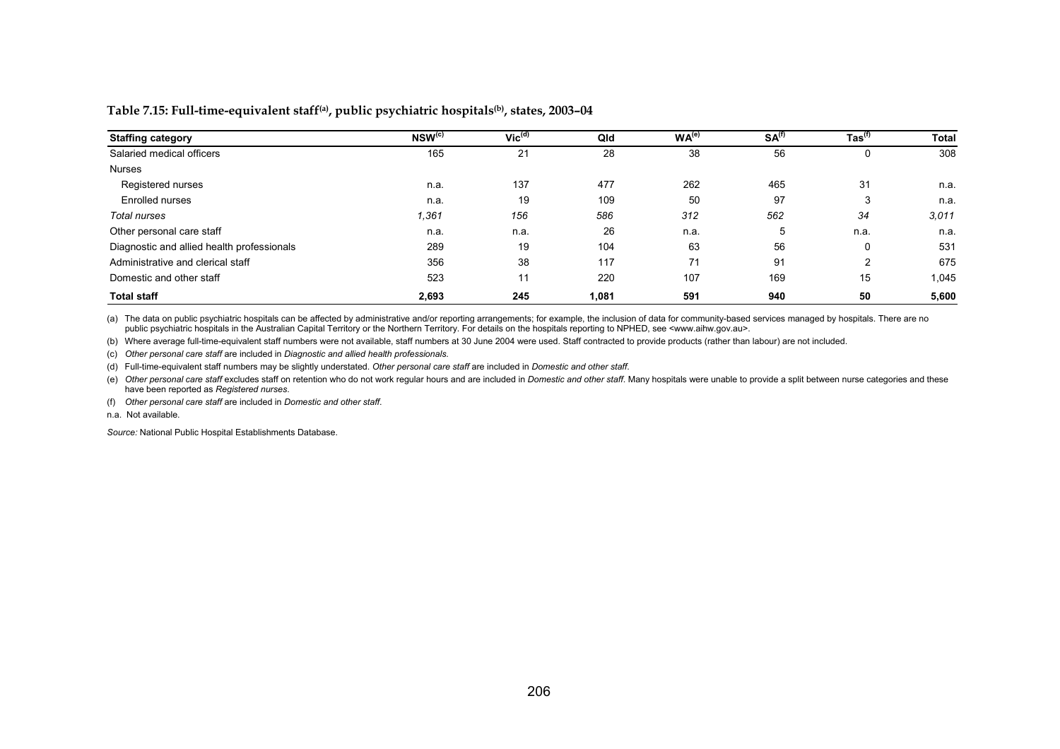**Table 7.15: Full-time-equivalent staff[(a)], public psychiatric hospitals[(b)], states, 2003–04**

| Staffing category | NSW[(c)] | Vic[(d)] | Qld | WA[(e)] | SA[(f)] | Tas[(f)] | Total |
|---|---|---|---|---|---|---|---|
| Salaried medical officers | 165 | 21 | 28 | 38 | 56 | 0 | 308 |
| Nurses | | | | | | | |
| Registered nurses | n.a. | 137 | 477 | 262 | 465 | 31 | n.a. |
| Enrolled nurses | n.a. | 19 | 109 | 50 | 97 | 3 | n.a. |
| *Total nurses* | *1,361* | *156* | *586* | *312* | *562* | *34* | *3,011* |
| Other personal care staff | n.a. | n.a. | 26 | n.a. | 5 | n.a. | n.a. |
| Diagnostic and allied health professionals | 289 | 19 | 104 | 63 | 56 | 0 | 531 |
| Administrative and clerical staff | 356 | 38 | 117 | 71 | 91 | 2 | 675 |
| Domestic and other staff | 523 | 11 | 220 | 107 | 169 | 15 | 1,045 |
| **Total staff** | **2,693** | **245** | **1,081** | **591** | **940** | **50** | **5,600** |

(a) The data on public psychiatric hospitals can be affected by administrative and/or reporting arrangements; for example, the inclusion of data for community-based services managed by hospitals. There are no public psychiatric hospitals in the Australian Capital Territory or the Northern Territory. For details on the hospitals reporting to NPHED, see <www.aihw.gov.au>.

(b) Where average full-time-equivalent staff numbers were not available, staff numbers at 30 June 2004 were used. Staff contracted to provide products (rather than labour) are not included.

(c) *Other personal care staff* are included in *Diagnostic and allied health professionals*.

(d) Full-time-equivalent staff numbers may be slightly understated. *Other personal care staff* are included in *Domestic and other staff*.

(e) *Other personal care staff* excludes staff on retention who do not work regular hours and are included in *Domestic and other staff*. Many hospitals were unable to provide a split between nurse categories and these have been reported as *Registered nurses*.

(f) *Other personal care staff* are included in *Domestic and other staff*.

n.a. Not available.

*Source:* National Public Hospital Establishments Database.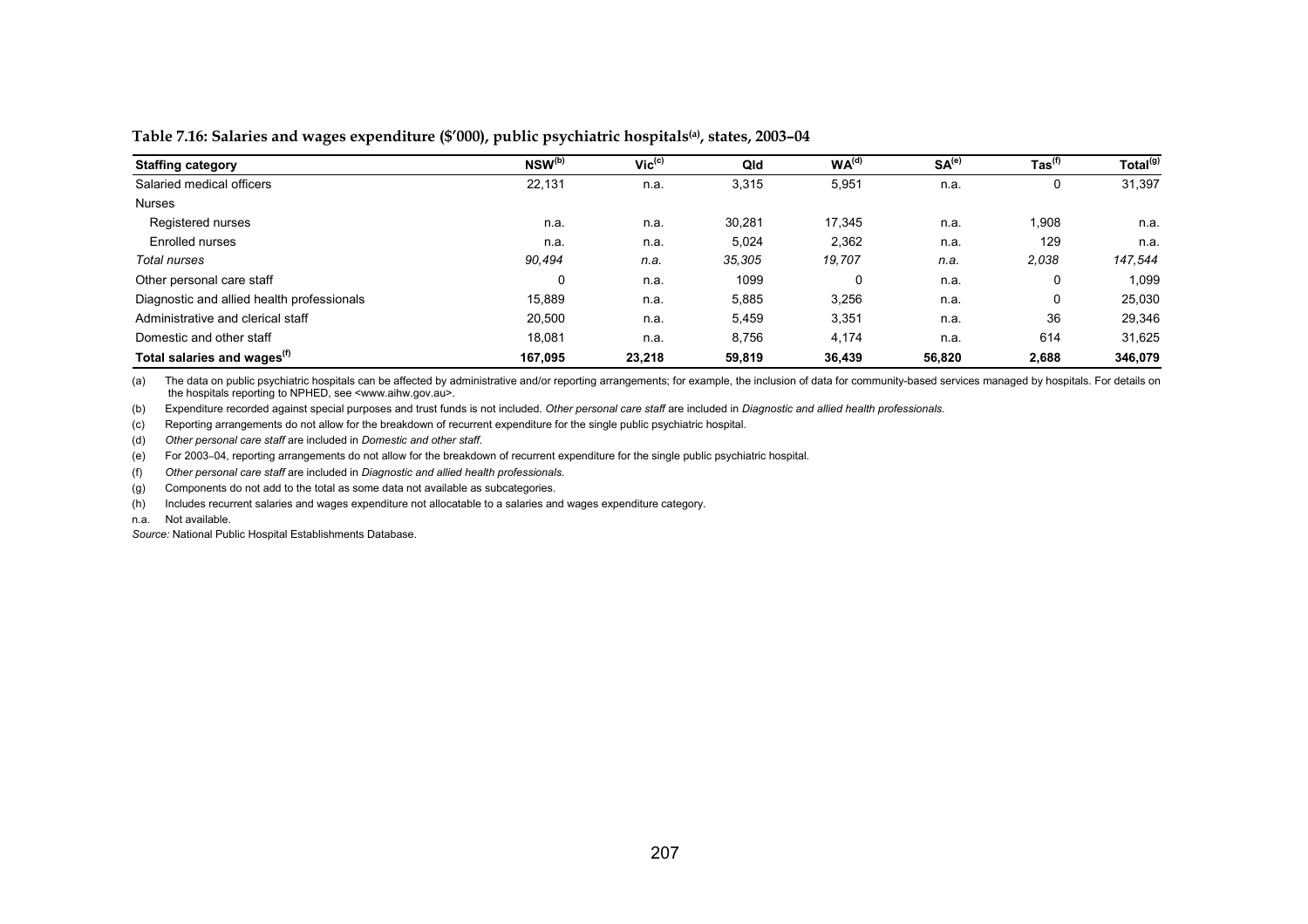**Table 7.16: Salaries and wages expenditure ($'000), public psychiatric hospitals[(a)], states, 2003–04**

| Staffing category | NSW[(b)] | Vic[(c)] | Qld | WA[(d)] | SA[(e)] | Tas[(f)] | Total[(g)] |
|---|---|---|---|---|---|---|---|
| Salaried medical officers | 22,131 | n.a. | 3,315 | 5,951 | n.a. | 0 | 31,397 |
| Nurses | | | | | | | |
| Registered nurses | n.a. | n.a. | 30,281 | 17,345 | n.a. | 1,908 | n.a. |
| Enrolled nurses | n.a. | n.a. | 5,024 | 2,362 | n.a. | 129 | n.a. |
| *Total nurses* | *90,494* | *n.a.* | *35,305* | *19,707* | *n.a.* | *2,038* | *147,544* |
| Other personal care staff | 0 | n.a. | 1099 | 0 | n.a. | 0 | 1,099 |
| Diagnostic and allied health professionals | 15,889 | n.a. | 5,885 | 3,256 | n.a. | 0 | 25,030 |
| Administrative and clerical staff | 20,500 | n.a. | 5,459 | 3,351 | n.a. | 36 | 29,346 |
| Domestic and other staff | 18,081 | n.a. | 8,756 | 4,174 | n.a. | 614 | 31,625 |
| **Total salaries and wages[(f)]** | **167,095** | **23,218** | **59,819** | **36,439** | **56,820** | **2,688** | **346,079** |

(a) The data on public psychiatric hospitals can be affected by administrative and/or reporting arrangements; for example, the inclusion of data for community-based services managed by hospitals. For details on the hospitals reporting to NPHED, see <www.aihw.gov.au>.

(b) Expenditure recorded against special purposes and trust funds is not included. *Other personal care staff* are included in *Diagnostic and allied health professionals*.

(c) Reporting arrangements do not allow for the breakdown of recurrent expenditure for the single public psychiatric hospital.

(d) *Other personal care staff* are included in *Domestic and other staff.*

(e) For 2003–04, reporting arrangements do not allow for the breakdown of recurrent expenditure for the single public psychiatric hospital.

(f) *Other personal care staff* are included in *Diagnostic and allied health professionals.*

(g) Components do not add to the total as some data not available as subcategories.

(h) Includes recurrent salaries and wages expenditure not allocatable to a salaries and wages expenditure category.

n.a. Not available.

*Source:* National Public Hospital Establishments Database.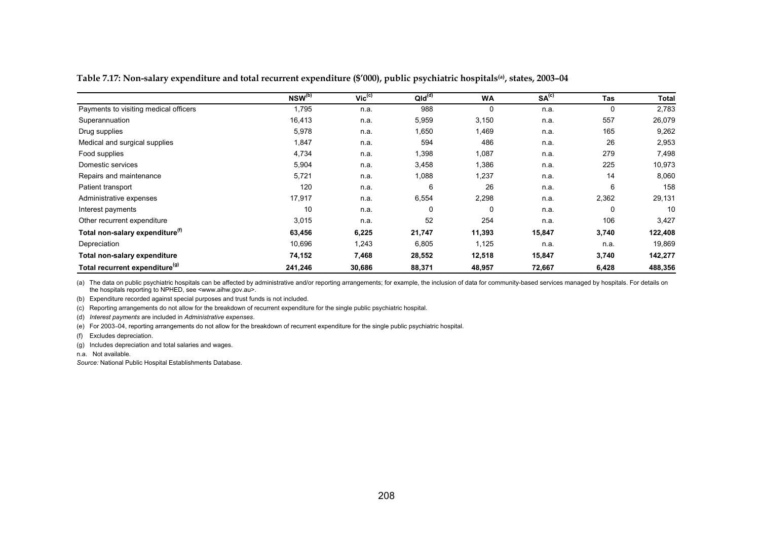**Table 7.17: Non-salary expenditure and total recurrent expenditure ($'000), public psychiatric hospitals[(a)], states, 2003–04**

| | NSW[(b)] | Vic[(c)] | Qld[(d)] | WA | SA[(c)] | Tas | Total |
|---|---|---|---|---|---|---|---|
| Payments to visiting medical officers | 1,795 | n.a. | 988 | 0 | n.a. | 0 | 2,783 |
| Superannuation | 16,413 | n.a. | 5,959 | 3,150 | n.a. | 557 | 26,079 |
| Drug supplies | 5,978 | n.a. | 1,650 | 1,469 | n.a. | 165 | 9,262 |
| Medical and surgical supplies | 1,847 | n.a. | 594 | 486 | n.a. | 26 | 2,953 |
| Food supplies | 4,734 | n.a. | 1,398 | 1,087 | n.a. | 279 | 7,498 |
| Domestic services | 5,904 | n.a. | 3,458 | 1,386 | n.a. | 225 | 10,973 |
| Repairs and maintenance | 5,721 | n.a. | 1,088 | 1,237 | n.a. | 14 | 8,060 |
| Patient transport | 120 | n.a. | 6 | 26 | n.a. | 6 | 158 |
| Administrative expenses | 17,917 | n.a. | 6,554 | 2,298 | n.a. | 2,362 | 29,131 |
| Interest payments | 10 | n.a. | 0 | 0 | n.a. | 0 | 10 |
| Other recurrent expenditure | 3,015 | n.a. | 52 | 254 | n.a. | 106 | 3,427 |
| **Total non-salary expenditure[(f)]** | **63,456** | **6,225** | **21,747** | **11,393** | **15,847** | **3,740** | **122,408** |
| Depreciation | 10,696 | 1,243 | 6,805 | 1,125 | n.a. | n.a. | 19,869 |
| **Total non-salary expenditure** | **74,152** | **7,468** | **28,552** | **12,518** | **15,847** | **3,740** | **142,277** |
| **Total recurrent expenditure[(g)]** | **241,246** | **30,686** | **88,371** | **48,957** | **72,667** | **6,428** | **488,356** |

(a) The data on public psychiatric hospitals can be affected by administrative and/or reporting arrangements; for example, the inclusion of data for community-based services managed by hospitals. For details on the hospitals reporting to NPHED, see <www.aihw.gov.au>.

(b) Expenditure recorded against special purposes and trust funds is not included.

(c) Reporting arrangements do not allow for the breakdown of recurrent expenditure for the single public psychiatric hospital.

(d) *Interest payments* are included in *Administrative expenses*.

(e) For 2003–04, reporting arrangements do not allow for the breakdown of recurrent expenditure for the single public psychiatric hospital.

(f) Excludes depreciation.

(g) Includes depreciation and total salaries and wages.

n.a. Not available.

*Source:* National Public Hospital Establishments Database.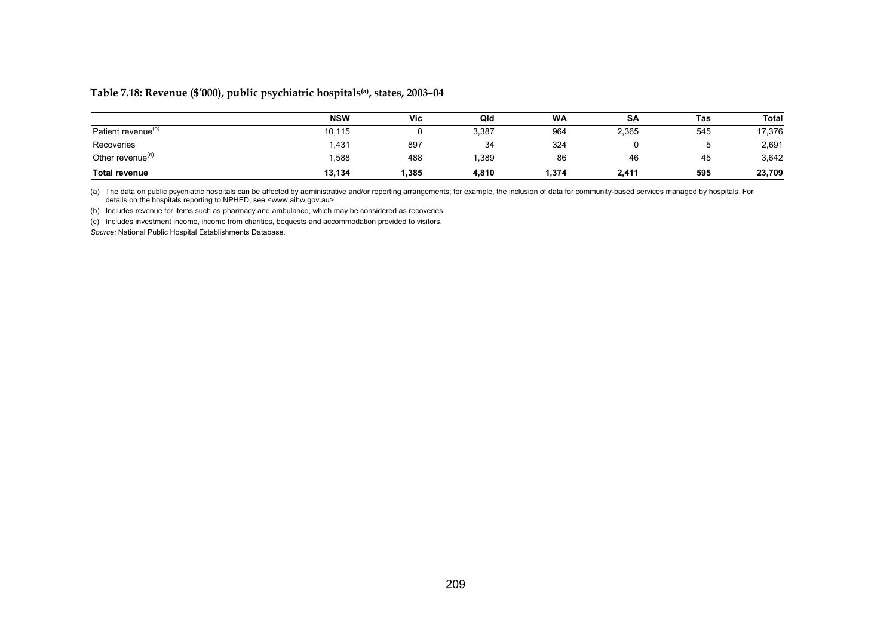**Table 7.18: Revenue ($'000), public psychiatric hospitals[(a)], states, 2003–04**

| | NSW | Vic | Qld | WA | SA | Tas | Total |
|---|---|---|---|---|---|---|---|
| Patient revenue[(b)] | 10,115 | 0 | 3,387 | 964 | 2,365 | 545 | 17,376 |
| Recoveries | 1,431 | 897 | 34 | 324 | 0 | 5 | 2,691 |
| Other revenue[(c)] | 1,588 | 488 | 1,389 | 86 | 46 | 45 | 3,642 |
| **Total revenue** | **13,134** | **1,385** | **4,810** | **1,374** | **2,411** | **595** | **23,709** |

(a) The data on public psychiatric hospitals can be affected by administrative and/or reporting arrangements; for example, the inclusion of data for community-based services managed by hospitals. For details on the hospitals reporting to NPHED, see <www.aihw.gov.au>.

(b) Includes revenue for items such as pharmacy and ambulance, which may be considered as recoveries.

(c) Includes investment income, income from charities, bequests and accommodation provided to visitors.

*Source:* National Public Hospital Establishments Database.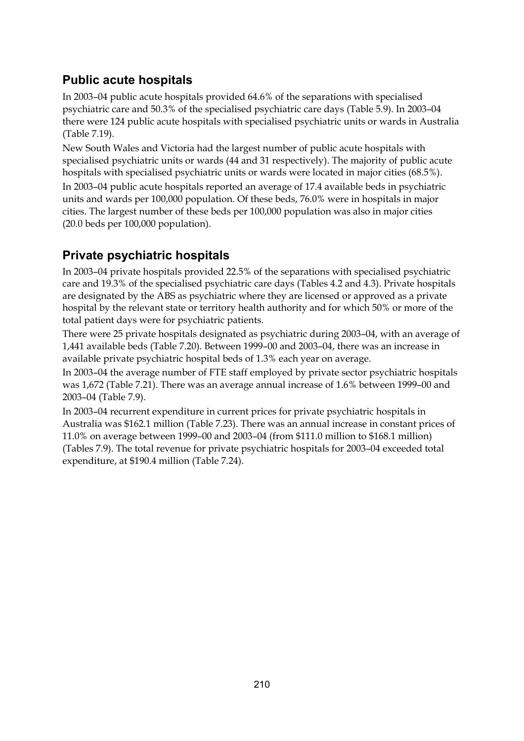## Public acute hospitals

In 2003–04 public acute hospitals provided 64.6% of the separations with specialised psychiatric care and 50.3% of the specialised psychiatric care days (Table 5.9). In 2003–04 there were 124 public acute hospitals with specialised psychiatric units or wards in Australia (Table 7.19).

New South Wales and Victoria had the largest number of public acute hospitals with specialised psychiatric units or wards (44 and 31 respectively). The majority of public acute hospitals with specialised psychiatric units or wards were located in major cities (68.5%).

In 2003–04 public acute hospitals reported an average of 17.4 available beds in psychiatric units and wards per 100,000 population. Of these beds, 76.0% were in hospitals in major cities. The largest number of these beds per 100,000 population was also in major cities (20.0 beds per 100,000 population).

## Private psychiatric hospitals

In 2003–04 private hospitals provided 22.5% of the separations with specialised psychiatric care and 19.3% of the specialised psychiatric care days (Tables 4.2 and 4.3). Private hospitals are designated by the ABS as psychiatric where they are licensed or approved as a private hospital by the relevant state or territory health authority and for which 50% or more of the total patient days were for psychiatric patients.

There were 25 private hospitals designated as psychiatric during 2003–04, with an average of 1,441 available beds (Table 7.20). Between 1999–00 and 2003–04, there was an increase in available private psychiatric hospital beds of 1.3% each year on average.

In 2003–04 the average number of FTE staff employed by private sector psychiatric hospitals was 1,672 (Table 7.21). There was an average annual increase of 1.6% between 1999–00 and 2003–04 (Table 7.9).

In 2003–04 recurrent expenditure in current prices for private psychiatric hospitals in Australia was $162.1 million (Table 7.23). There was an annual increase in constant prices of 11.0% on average between 1999–00 and 2003–04 (from $111.0 million to $168.1 million) (Tables 7.9). The total revenue for private psychiatric hospitals for 2003–04 exceeded total expenditure, at $190.4 million (Table 7.24).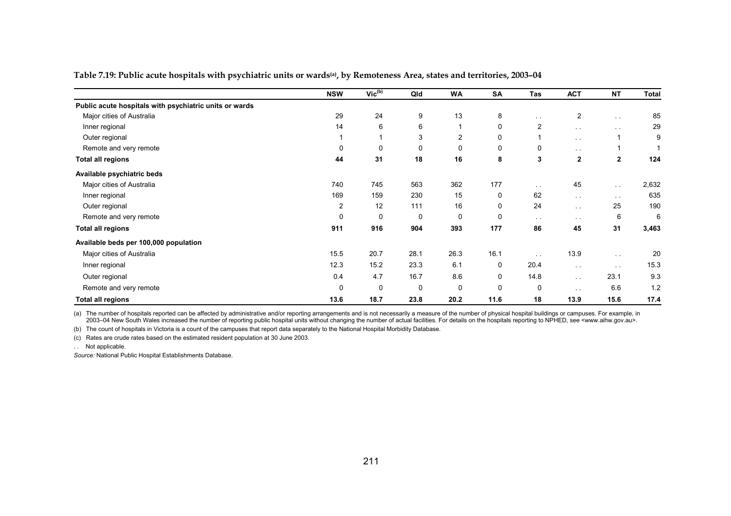**Table 7.19: Public acute hospitals with psychiatric units or wards[(a)], by Remoteness Area, states and territories, 2003–04**

| | NSW | Vic[(b)] | Qld | WA | SA | Tas | ACT | NT | Total |
|---|---|---|---|---|---|---|---|---|---|
| **Public acute hospitals with psychiatric units or wards** | | | | | | | | | |
| Major cities of Australia | 29 | 24 | 9 | 13 | 8 | . . | 2 | . . | 85 |
| Inner regional | 14 | 6 | 6 | 1 | 0 | 2 | . . | . . | 29 |
| Outer regional | 1 | 1 | 3 | 2 | 0 | 1 | . . | 1 | 9 |
| Remote and very remote | 0 | 0 | 0 | 0 | 0 | 0 | . . | 1 | 1 |
| **Total all regions** | **44** | **31** | **18** | **16** | **8** | **3** | **2** | **2** | **124** |
| **Available psychiatric beds** | | | | | | | | | |
| Major cities of Australia | 740 | 745 | 563 | 362 | 177 | . . | 45 | . . | 2,632 |
| Inner regional | 169 | 159 | 230 | 15 | 0 | 62 | . . | . . | 635 |
| Outer regional | 2 | 12 | 111 | 16 | 0 | 24 | . . | 25 | 190 |
| Remote and very remote | 0 | 0 | 0 | 0 | 0 | . . | . . | 6 | 6 |
| **Total all regions** | **911** | **916** | **904** | **393** | **177** | **86** | **45** | **31** | **3,463** |
| **Available beds per 100,000 population** | | | | | | | | | |
| Major cities of Australia | 15.5 | 20.7 | 28.1 | 26.3 | 16.1 | . . | 13.9 | . . | 20 |
| Inner regional | 12.3 | 15.2 | 23.3 | 6.1 | 0 | 20.4 | . . | . . | 15.3 |
| Outer regional | 0.4 | 4.7 | 16.7 | 8.6 | 0 | 14.8 | . . | 23.1 | 9.3 |
| Remote and very remote | 0 | 0 | 0 | 0 | 0 | 0 | . . | 6.6 | 1.2 |
| **Total all regions** | **13.6** | **18.7** | **23.8** | **20.2** | **11.6** | **18** | **13.9** | **15.6** | **17.4** |

(a) The number of hospitals reported can be affected by administrative and/or reporting arrangements and is not necessarily a measure of the number of physical hospital buildings or campuses. For example, in 2003–04 New South Wales increased the number of reporting public hospital units without changing the number of actual facilities. For details on the hospitals reporting to NPHED, see <www.aihw.gov.au>.

(b) The count of hospitals in Victoria is a count of the campuses that report data separately to the National Hospital Morbidity Database.

(c) Rates are crude rates based on the estimated resident population at 30 June 2003.

. . Not applicable.

*Source:* National Public Hospital Establishments Database.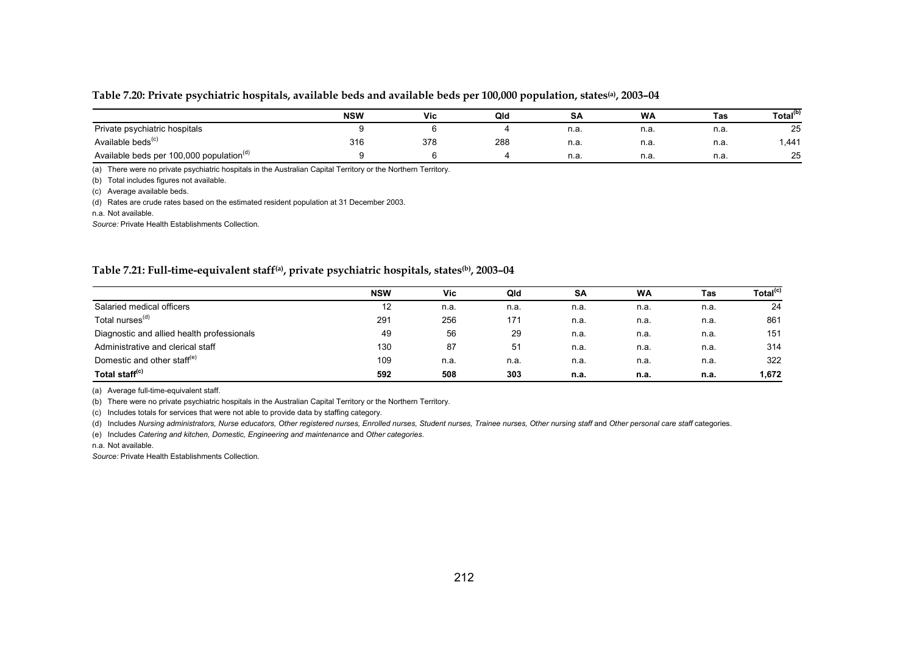**Table 7.20: Private psychiatric hospitals, available beds and available beds per 100,000 population, states[(a)], 2003–04**

| | NSW | Vic | Qld | SA | WA | Tas | Total[(b)] |
|---|---|---|---|---|---|---|---|
| Private psychiatric hospitals | 9 | 6 | 4 | n.a. | n.a. | n.a. | 25 |
| Available beds[(c)] | 316 | 378 | 288 | n.a. | n.a. | n.a. | 1,441 |
| Available beds per 100,000 population[(d)] | 9 | 6 | 4 | n.a. | n.a. | n.a. | 25 |

(a) There were no private psychiatric hospitals in the Australian Capital Territory or the Northern Territory.

(b) Total includes figures not available.

(c) Average available beds.

(d) Rates are crude rates based on the estimated resident population at 31 December 2003.

n.a. Not available.

*Source:* Private Health Establishments Collection.

**Table 7.21: Full-time-equivalent staff[(a)], private psychiatric hospitals, states[(b)], 2003–04**

| | NSW | Vic | Qld | SA | WA | Tas | Total[(c)] |
|---|---|---|---|---|---|---|---|
| Salaried medical officers | 12 | n.a. | n.a. | n.a. | n.a. | n.a. | 24 |
| Total nurses[(d)] | 291 | 256 | 171 | n.a. | n.a. | n.a. | 861 |
| Diagnostic and allied health professionals | 49 | 56 | 29 | n.a. | n.a. | n.a. | 151 |
| Administrative and clerical staff | 130 | 87 | 51 | n.a. | n.a. | n.a. | 314 |
| Domestic and other staff[(e)] | 109 | n.a. | n.a. | n.a. | n.a. | n.a. | 322 |
| **Total staff[(c)]** | **592** | **508** | **303** | **n.a.** | **n.a.** | **n.a.** | **1,672** |

(a) Average full-time-equivalent staff.

(b) There were no private psychiatric hospitals in the Australian Capital Territory or the Northern Territory.

(c) Includes totals for services that were not able to provide data by staffing category.

(d) Includes *Nursing administrators, Nurse educators, Other registered nurses, Enrolled nurses, Student nurses, Trainee nurses, Other nursing staff* and *Other personal care staff* categories.

(e) Includes *Catering and kitchen, Domestic, Engineering and maintenance* and *Other categories*.

n.a. Not available.

*Source:* Private Health Establishments Collection.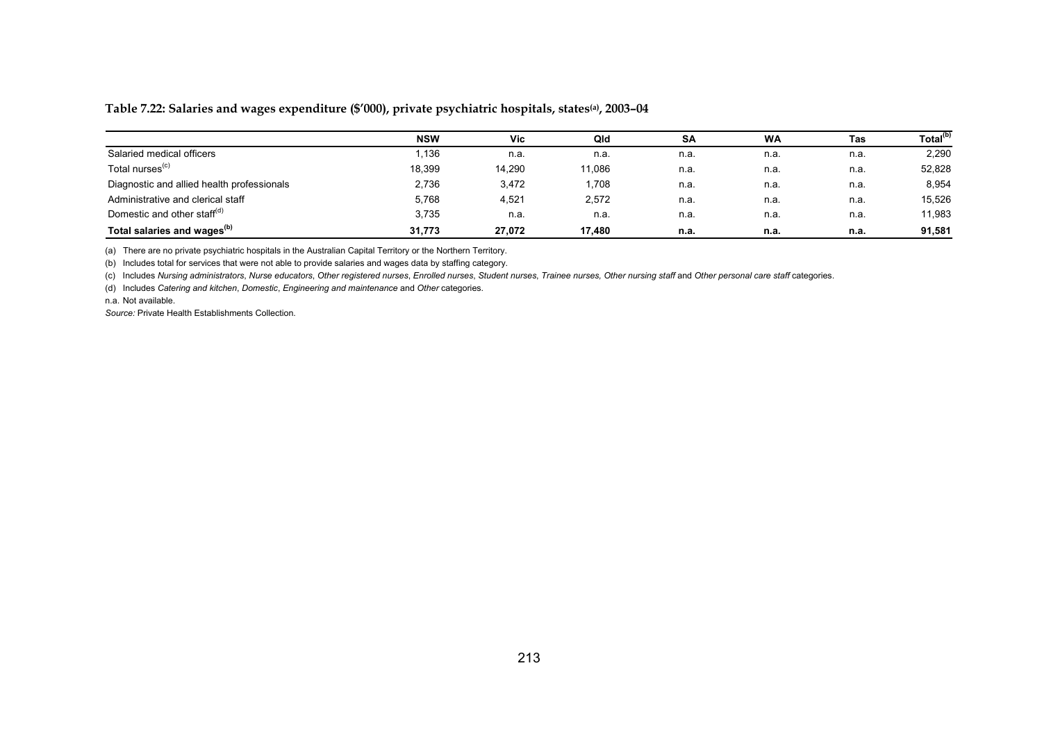**Table 7.22: Salaries and wages expenditure ($'000), private psychiatric hospitals, states[(a)], 2003–04**

| | NSW | Vic | Qld | SA | WA | Tas | Total[(b)] |
|---|---|---|---|---|---|---|---|
| Salaried medical officers | 1,136 | n.a. | n.a. | n.a. | n.a. | n.a. | 2,290 |
| Total nurses[(c)] | 18,399 | 14,290 | 11,086 | n.a. | n.a. | n.a. | 52,828 |
| Diagnostic and allied health professionals | 2,736 | 3,472 | 1,708 | n.a. | n.a. | n.a. | 8,954 |
| Administrative and clerical staff | 5,768 | 4,521 | 2,572 | n.a. | n.a. | n.a. | 15,526 |
| Domestic and other staff[(d)] | 3,735 | n.a. | n.a. | n.a. | n.a. | n.a. | 11,983 |
| **Total salaries and wages[(b)]** | **31,773** | **27,072** | **17,480** | **n.a.** | **n.a.** | **n.a.** | **91,581** |

(a) There are no private psychiatric hospitals in the Australian Capital Territory or the Northern Territory.

(b) Includes total for services that were not able to provide salaries and wages data by staffing category.

(c) Includes *Nursing administrators*, *Nurse educators*, *Other registered nurses*, *Enrolled nurses*, *Student nurses*, *Trainee nurses, Other nursing staff* and *Other personal care staff* categories.

(d) Includes *Catering and kitchen*, *Domestic*, *Engineering and maintenance* and *Other* categories.

n.a. Not available.

*Source:* Private Health Establishments Collection.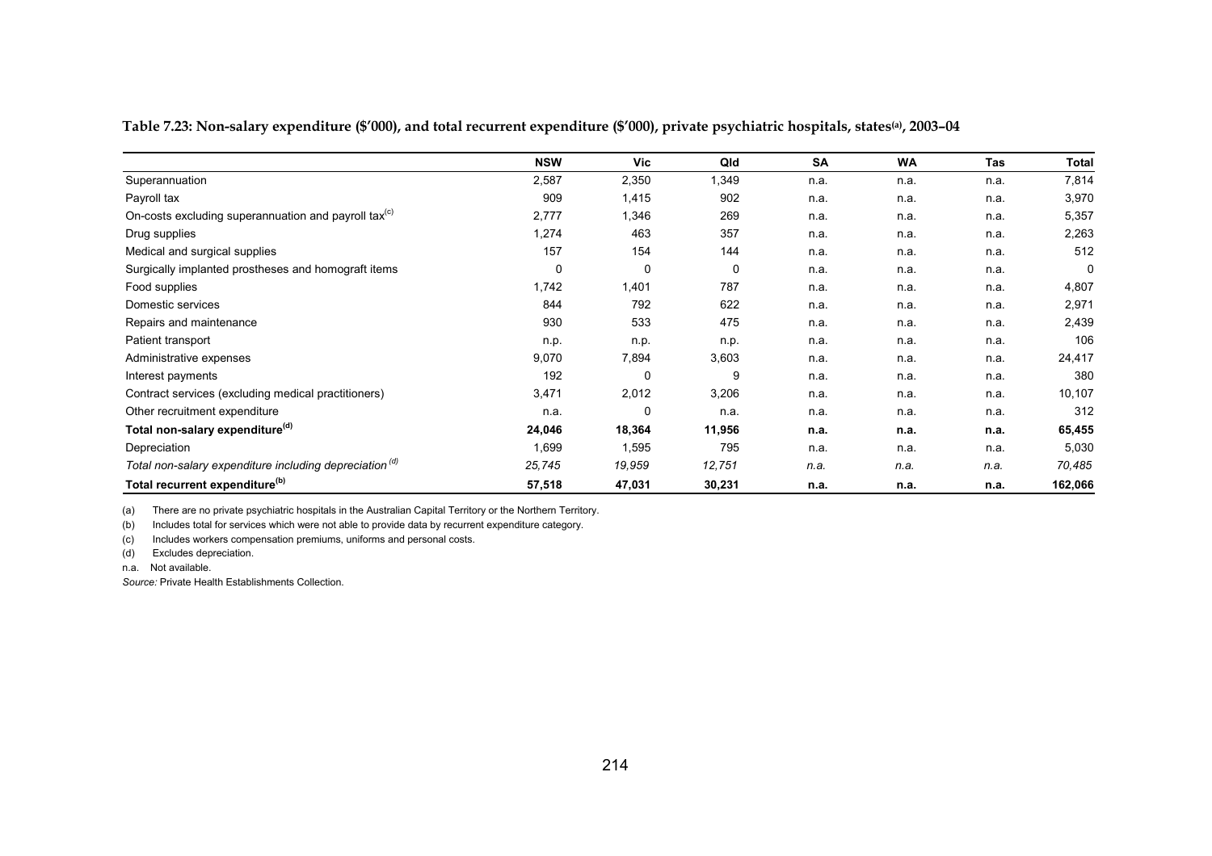**Table 7.23: Non-salary expenditure ($'000), and total recurrent expenditure ($'000), private psychiatric hospitals, states[(a)], 2003–04**

| | NSW | Vic | Qld | SA | WA | Tas | Total |
|---|---|---|---|---|---|---|---|
| Superannuation | 2,587 | 2,350 | 1,349 | n.a. | n.a. | n.a. | 7,814 |
| Payroll tax | 909 | 1,415 | 902 | n.a. | n.a. | n.a. | 3,970 |
| On-costs excluding superannuation and payroll tax[(c)] | 2,777 | 1,346 | 269 | n.a. | n.a. | n.a. | 5,357 |
| Drug supplies | 1,274 | 463 | 357 | n.a. | n.a. | n.a. | 2,263 |
| Medical and surgical supplies | 157 | 154 | 144 | n.a. | n.a. | n.a. | 512 |
| Surgically implanted prostheses and homograft items | 0 | 0 | 0 | n.a. | n.a. | n.a. | 0 |
| Food supplies | 1,742 | 1,401 | 787 | n.a. | n.a. | n.a. | 4,807 |
| Domestic services | 844 | 792 | 622 | n.a. | n.a. | n.a. | 2,971 |
| Repairs and maintenance | 930 | 533 | 475 | n.a. | n.a. | n.a. | 2,439 |
| Patient transport | n.p. | n.p. | n.p. | n.a. | n.a. | n.a. | 106 |
| Administrative expenses | 9,070 | 7,894 | 3,603 | n.a. | n.a. | n.a. | 24,417 |
| Interest payments | 192 | 0 | 9 | n.a. | n.a. | n.a. | 380 |
| Contract services (excluding medical practitioners) | 3,471 | 2,012 | 3,206 | n.a. | n.a. | n.a. | 10,107 |
| Other recruitment expenditure | n.a. | 0 | n.a. | n.a. | n.a. | n.a. | 312 |
| **Total non-salary expenditure[(d)]** | **24,046** | **18,364** | **11,956** | **n.a.** | **n.a.** | **n.a.** | **65,455** |
| Depreciation | 1,699 | 1,595 | 795 | n.a. | n.a. | n.a. | 5,030 |
| *Total non-salary expenditure including depreciation[(d)]* | *25,745* | *19,959* | *12,751* | *n.a.* | *n.a.* | *n.a.* | *70,485* |
| **Total recurrent expenditure[(b)]** | **57,518** | **47,031** | **30,231** | **n.a.** | **n.a.** | **n.a.** | **162,066** |

(a) There are no private psychiatric hospitals in the Australian Capital Territory or the Northern Territory.

(b) Includes total for services which were not able to provide data by recurrent expenditure category.

(c) Includes workers compensation premiums, uniforms and personal costs.

(d) Excludes depreciation.

n.a. Not available.

*Source:* Private Health Establishments Collection.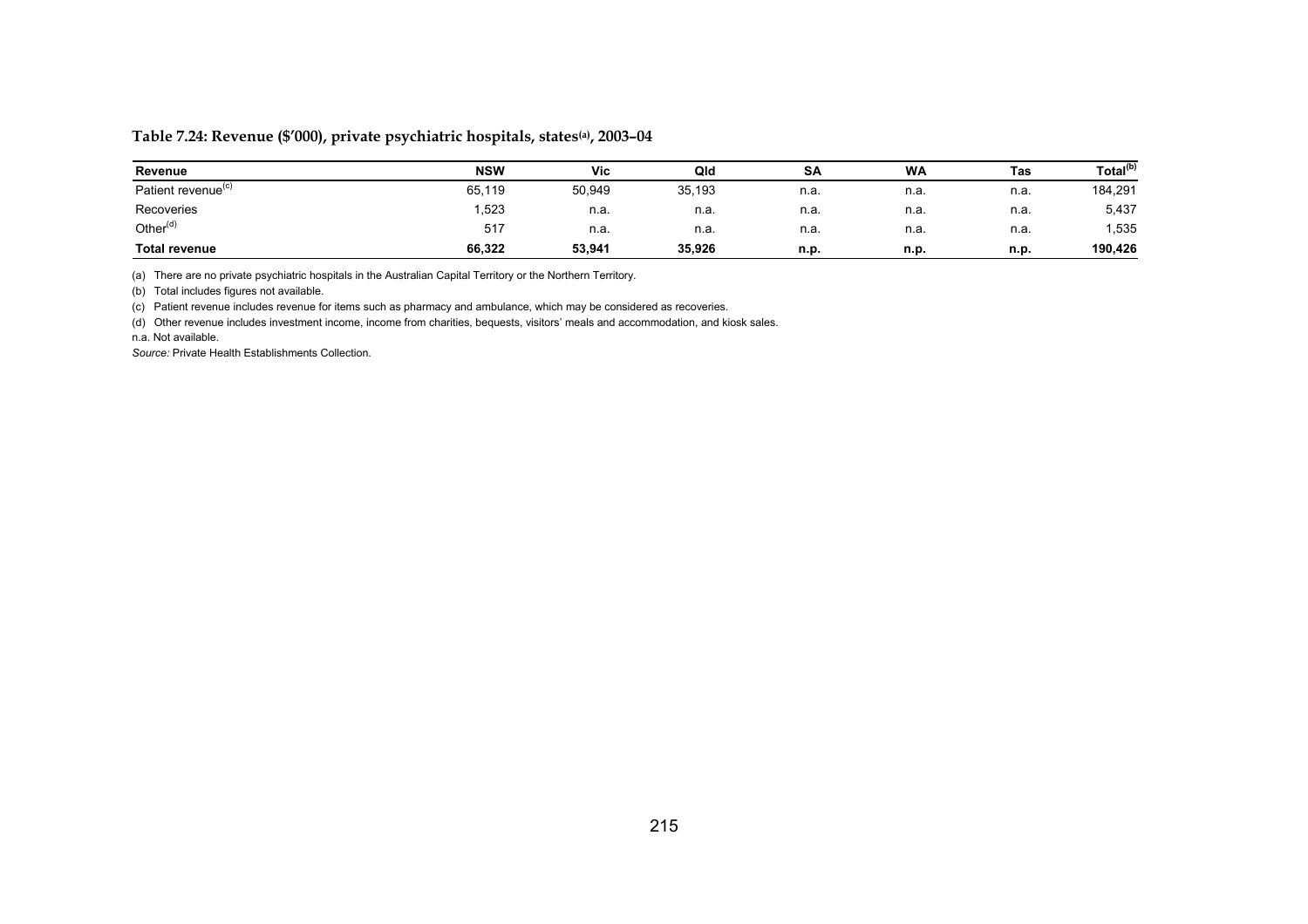**Table 7.24: Revenue ($'000), private psychiatric hospitals, states[(a)], 2003–04**

| Revenue | NSW | Vic | Qld | SA | WA | Tas | Total[(b)] |
|---|---|---|---|---|---|---|---|
| Patient revenue[(c)] | 65,119 | 50,949 | 35,193 | n.a. | n.a. | n.a. | 184,291 |
| Recoveries | 1,523 | n.a. | n.a. | n.a. | n.a. | n.a. | 5,437 |
| Other[(d)] | 517 | n.a. | n.a. | n.a. | n.a. | n.a. | 1,535 |
| **Total revenue** | **66,322** | **53,941** | **35,926** | **n.p.** | **n.p.** | **n.p.** | **190,426** |

(a) There are no private psychiatric hospitals in the Australian Capital Territory or the Northern Territory.

(b) Total includes figures not available.

(c) Patient revenue includes revenue for items such as pharmacy and ambulance, which may be considered as recoveries.

(d) Other revenue includes investment income, income from charities, bequests, visitors' meals and accommodation, and kiosk sales.

n.a. Not available.

*Source:* Private Health Establishments Collection.